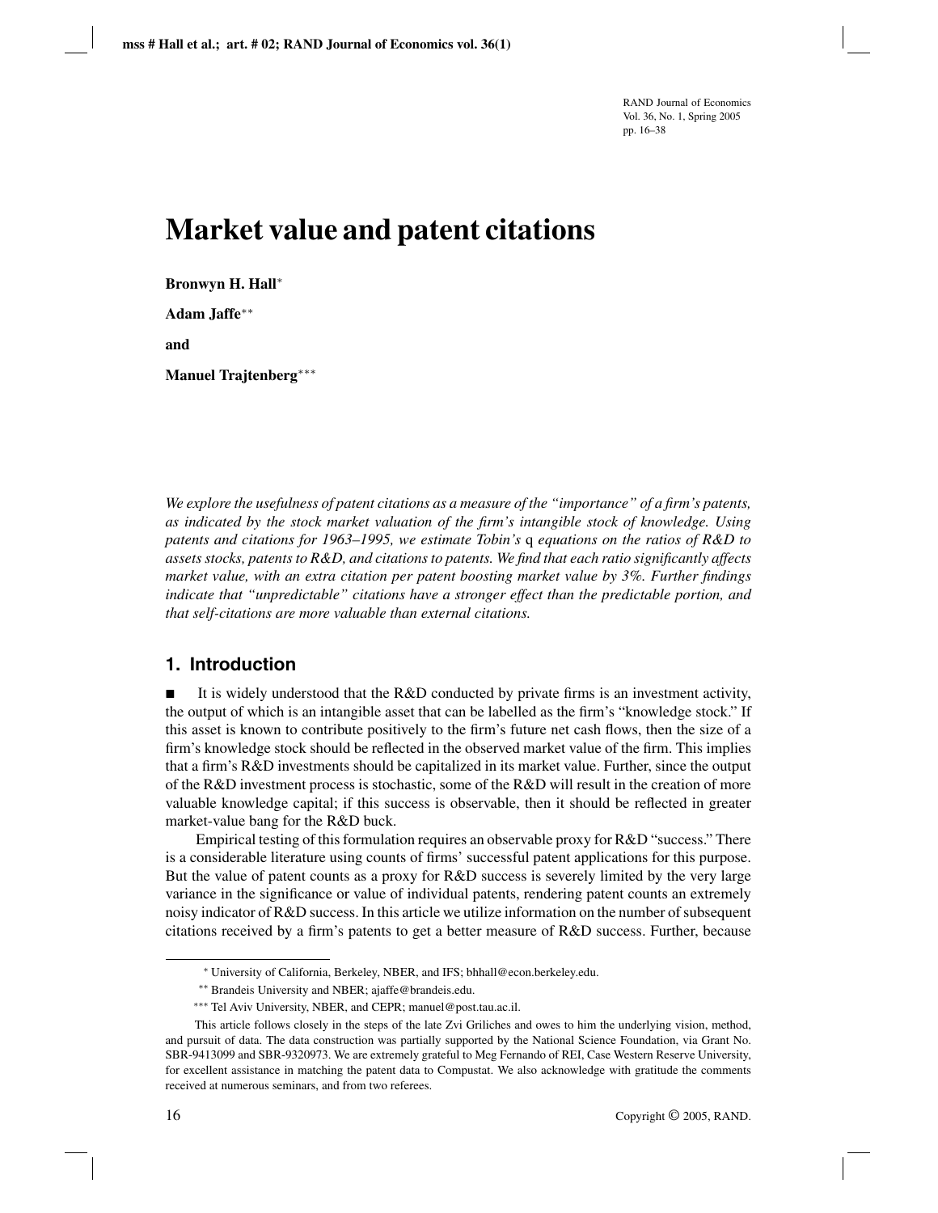# Market value and patent citations

**Bronwyn H. Hall**[*]

**Adam Jaffe**[**]

**and**

**Manuel Trajtenberg**[***]

*We explore the usefulness of patent citations as a measure of the "importance" of a firm's patents, as indicated by the stock market valuation of the firm's intangible stock of knowledge. Using patents and citations for 1963–1995, we estimate Tobin's* q *equations on the ratios of R&D to assets stocks, patents to R&D, and citations to patents. We find that each ratio significantly affects market value, with an extra citation per patent boosting market value by 3%. Further findings indicate that "unpredictable" citations have a stronger effect than the predictable portion, and that self-citations are more valuable than external citations.*

## 1. Introduction

■ It is widely understood that the R&D conducted by private firms is an investment activity, the output of which is an intangible asset that can be labelled as the firm's "knowledge stock." If this asset is known to contribute positively to the firm's future net cash flows, then the size of a firm's knowledge stock should be reflected in the observed market value of the firm. This implies that a firm's R&D investments should be capitalized in its market value. Further, since the output of the R&D investment process is stochastic, some of the R&D will result in the creation of more valuable knowledge capital; if this success is observable, then it should be reflected in greater market-value bang for the R&D buck.

Empirical testing of this formulation requires an observable proxy for R&D "success." There is a considerable literature using counts of firms' successful patent applications for this purpose. But the value of patent counts as a proxy for R&D success is severely limited by the very large variance in the significance or value of individual patents, rendering patent counts an extremely noisy indicator of R&D success. In this article we utilize information on the number of subsequent citations received by a firm's patents to get a better measure of R&D success. Further, because

---

[*] University of California, Berkeley, NBER, and IFS; bhhall@econ.berkeley.edu.

[**] Brandeis University and NBER; ajaffe@brandeis.edu.

[***] Tel Aviv University, NBER, and CEPR; manuel@post.tau.ac.il.

This article follows closely in the steps of the late Zvi Griliches and owes to him the underlying vision, method, and pursuit of data. The data construction was partially supported by the National Science Foundation, via Grant No. SBR-9413099 and SBR-9320973. We are extremely grateful to Meg Fernando of REI, Case Western Reserve University, for excellent assistance in matching the patent data to Compustat. We also acknowledge with gratitude the comments received at numerous seminars, and from two referees.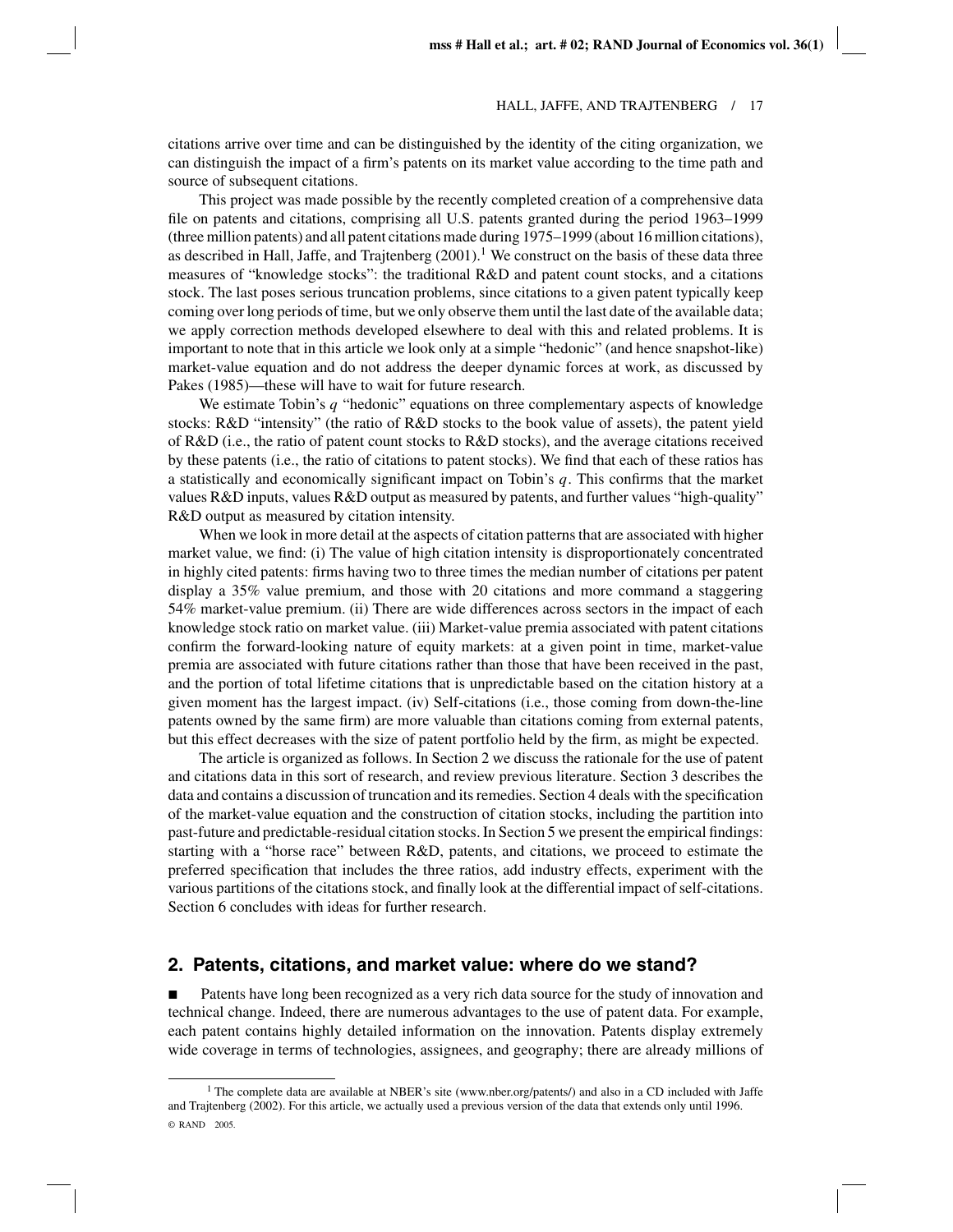citations arrive over time and can be distinguished by the identity of the citing organization, we can distinguish the impact of a firm's patents on its market value according to the time path and source of subsequent citations.

This project was made possible by the recently completed creation of a comprehensive data file on patents and citations, comprising all U.S. patents granted during the period 1963–1999 (three million patents) and all patent citations made during 1975–1999 (about 16 million citations), as described in Hall, Jaffe, and Trajtenberg (2001).[1] We construct on the basis of these data three measures of "knowledge stocks": the traditional R&D and patent count stocks, and a citations stock. The last poses serious truncation problems, since citations to a given patent typically keep coming over long periods of time, but we only observe them until the last date of the available data; we apply correction methods developed elsewhere to deal with this and related problems. It is important to note that in this article we look only at a simple "hedonic" (and hence snapshot-like) market-value equation and do not address the deeper dynamic forces at work, as discussed by Pakes (1985)—these will have to wait for future research.

We estimate Tobin's $q$ "hedonic" equations on three complementary aspects of knowledge stocks: R&D "intensity" (the ratio of R&D stocks to the book value of assets), the patent yield of R&D (i.e., the ratio of patent count stocks to R&D stocks), and the average citations received by these patents (i.e., the ratio of citations to patent stocks). We find that each of these ratios has a statistically and economically significant impact on Tobin's $q$. This confirms that the market values R&D inputs, values R&D output as measured by patents, and further values "high-quality" R&D output as measured by citation intensity.

When we look in more detail at the aspects of citation patterns that are associated with higher market value, we find: (i) The value of high citation intensity is disproportionately concentrated in highly cited patents: firms having two to three times the median number of citations per patent display a 35% value premium, and those with 20 citations and more command a staggering 54% market-value premium. (ii) There are wide differences across sectors in the impact of each knowledge stock ratio on market value. (iii) Market-value premia associated with patent citations confirm the forward-looking nature of equity markets: at a given point in time, market-value premia are associated with future citations rather than those that have been received in the past, and the portion of total lifetime citations that is unpredictable based on the citation history at a given moment has the largest impact. (iv) Self-citations (i.e., those coming from down-the-line patents owned by the same firm) are more valuable than citations coming from external patents, but this effect decreases with the size of patent portfolio held by the firm, as might be expected.

The article is organized as follows. In Section 2 we discuss the rationale for the use of patent and citations data in this sort of research, and review previous literature. Section 3 describes the data and contains a discussion of truncation and its remedies. Section 4 deals with the specification of the market-value equation and the construction of citation stocks, including the partition into past-future and predictable-residual citation stocks. In Section 5 we present the empirical findings: starting with a "horse race" between R&D, patents, and citations, we proceed to estimate the preferred specification that includes the three ratios, add industry effects, experiment with the various partitions of the citations stock, and finally look at the differential impact of self-citations. Section 6 concludes with ideas for further research.

## 2. Patents, citations, and market value: where do we stand?

■ Patents have long been recognized as a very rich data source for the study of innovation and technical change. Indeed, there are numerous advantages to the use of patent data. For example, each patent contains highly detailed information on the innovation. Patents display extremely wide coverage in terms of technologies, assignees, and geography; there are already millions of

[1] The complete data are available at NBER's site (www.nber.org/patents/) and also in a CD included with Jaffe and Trajtenberg (2002). For this article, we actually used a previous version of the data that extends only until 1996.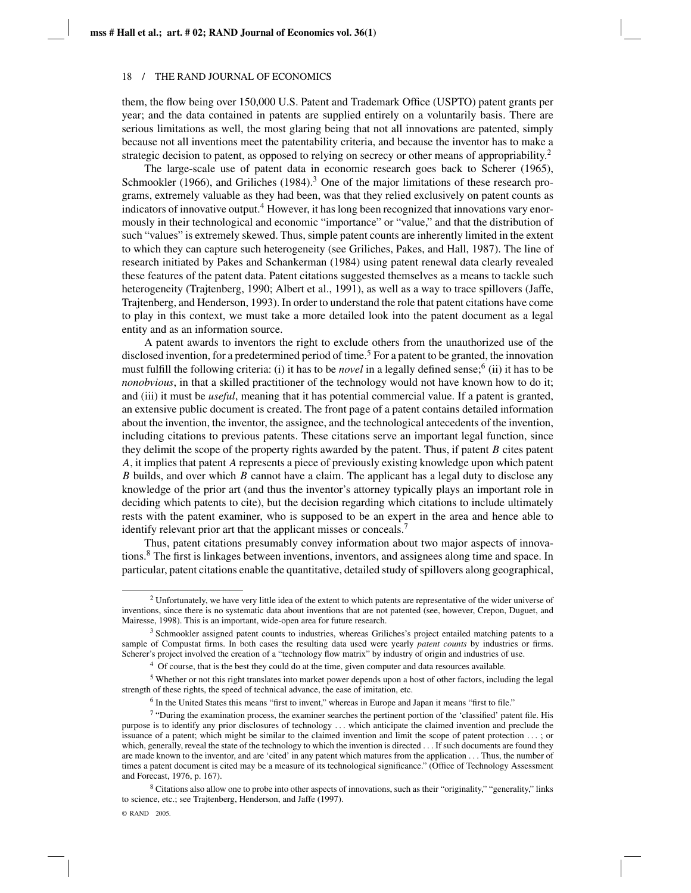them, the flow being over 150,000 U.S. Patent and Trademark Office (USPTO) patent grants per year; and the data contained in patents are supplied entirely on a voluntarily basis. There are serious limitations as well, the most glaring being that not all innovations are patented, simply because not all inventions meet the patentability criteria, and because the inventor has to make a strategic decision to patent, as opposed to relying on secrecy or other means of appropriability.[2]

The large-scale use of patent data in economic research goes back to Scherer (1965), Schmookler (1966), and Griliches (1984).[3] One of the major limitations of these research programs, extremely valuable as they had been, was that they relied exclusively on patent counts as indicators of innovative output.[4] However, it has long been recognized that innovations vary enormously in their technological and economic "importance" or "value," and that the distribution of such "values" is extremely skewed. Thus, simple patent counts are inherently limited in the extent to which they can capture such heterogeneity (see Griliches, Pakes, and Hall, 1987). The line of research initiated by Pakes and Schankerman (1984) using patent renewal data clearly revealed these features of the patent data. Patent citations suggested themselves as a means to tackle such heterogeneity (Trajtenberg, 1990; Albert et al., 1991), as well as a way to trace spillovers (Jaffe, Trajtenberg, and Henderson, 1993). In order to understand the role that patent citations have come to play in this context, we must take a more detailed look into the patent document as a legal entity and as an information source.

A patent awards to inventors the right to exclude others from the unauthorized use of the disclosed invention, for a predetermined period of time.[5] For a patent to be granted, the innovation must fulfill the following criteria: (i) it has to be *novel* in a legally defined sense;[6] (ii) it has to be *nonobvious*, in that a skilled practitioner of the technology would not have known how to do it; and (iii) it must be *useful*, meaning that it has potential commercial value. If a patent is granted, an extensive public document is created. The front page of a patent contains detailed information about the invention, the inventor, the assignee, and the technological antecedents of the invention, including citations to previous patents. These citations serve an important legal function, since they delimit the scope of the property rights awarded by the patent. Thus, if patent *B* cites patent *A*, it implies that patent *A* represents a piece of previously existing knowledge upon which patent *B* builds, and over which *B* cannot have a claim. The applicant has a legal duty to disclose any knowledge of the prior art (and thus the inventor's attorney typically plays an important role in deciding which patents to cite), but the decision regarding which citations to include ultimately rests with the patent examiner, who is supposed to be an expert in the area and hence able to identify relevant prior art that the applicant misses or conceals.[7]

Thus, patent citations presumably convey information about two major aspects of innovations.[8] The first is linkages between inventions, inventors, and assignees along time and space. In particular, patent citations enable the quantitative, detailed study of spillovers along geographical,

---

[2] Unfortunately, we have very little idea of the extent to which patents are representative of the wider universe of inventions, since there is no systematic data about inventions that are not patented (see, however, Crepon, Duguet, and Mairesse, 1998). This is an important, wide-open area for future research.

[3] Schmookler assigned patent counts to industries, whereas Griliches's project entailed matching patents to a sample of Compustat firms. In both cases the resulting data used were yearly *patent counts* by industries or firms. Scherer's project involved the creation of a "technology flow matrix" by industry of origin and industries of use.

[4] Of course, that is the best they could do at the time, given computer and data resources available.

[5] Whether or not this right translates into market power depends upon a host of other factors, including the legal strength of these rights, the speed of technical advance, the ease of imitation, etc.

[6] In the United States this means "first to invent," whereas in Europe and Japan it means "first to file."

[7] "During the examination process, the examiner searches the pertinent portion of the 'classified' patent file. His purpose is to identify any prior disclosures of technology . . . which anticipate the claimed invention and preclude the issuance of a patent; which might be similar to the claimed invention and limit the scope of patent protection . . . ; or which, generally, reveal the state of the technology to which the invention is directed . . . If such documents are found they are made known to the inventor, and are 'cited' in any patent which matures from the application . . . Thus, the number of times a patent document is cited may be a measure of its technological significance." (Office of Technology Assessment and Forecast, 1976, p. 167).

[8] Citations also allow one to probe into other aspects of innovations, such as their "originality," "generality," links to science, etc.; see Trajtenberg, Henderson, and Jaffe (1997).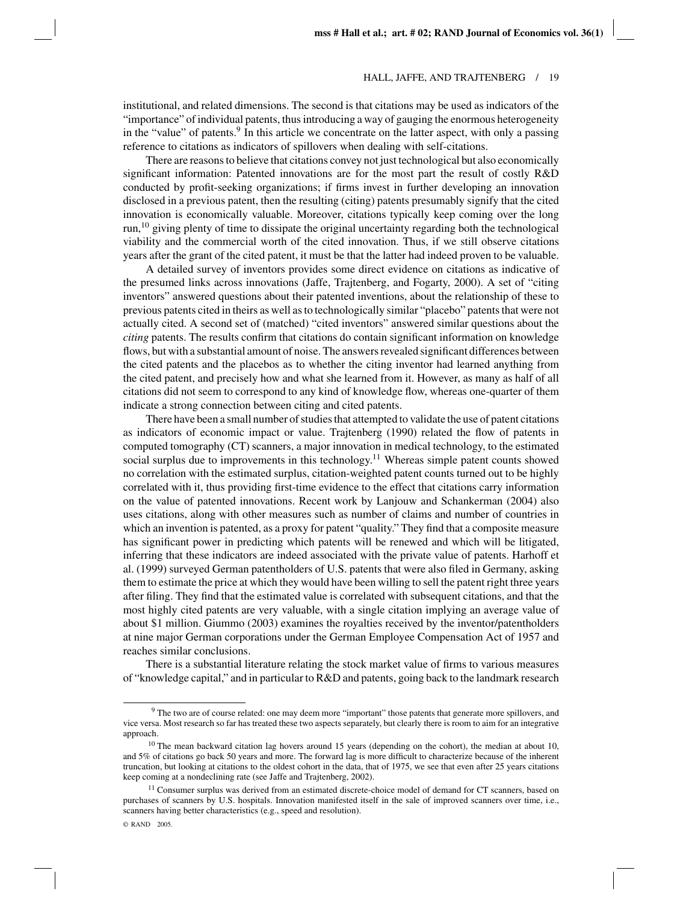institutional, and related dimensions. The second is that citations may be used as indicators of the "importance" of individual patents, thus introducing a way of gauging the enormous heterogeneity in the "value" of patents.[9] In this article we concentrate on the latter aspect, with only a passing reference to citations as indicators of spillovers when dealing with self-citations.

There are reasons to believe that citations convey not just technological but also economically significant information: Patented innovations are for the most part the result of costly R&D conducted by profit-seeking organizations; if firms invest in further developing an innovation disclosed in a previous patent, then the resulting (citing) patents presumably signify that the cited innovation is economically valuable. Moreover, citations typically keep coming over the long run,[10] giving plenty of time to dissipate the original uncertainty regarding both the technological viability and the commercial worth of the cited innovation. Thus, if we still observe citations years after the grant of the cited patent, it must be that the latter had indeed proven to be valuable.

A detailed survey of inventors provides some direct evidence on citations as indicative of the presumed links across innovations (Jaffe, Trajtenberg, and Fogarty, 2000). A set of "citing inventors" answered questions about their patented inventions, about the relationship of these to previous patents cited in theirs as well as to technologically similar "placebo" patents that were not actually cited. A second set of (matched) "cited inventors" answered similar questions about the *citing* patents. The results confirm that citations do contain significant information on knowledge flows, but with a substantial amount of noise. The answers revealed significant differences between the cited patents and the placebos as to whether the citing inventor had learned anything from the cited patent, and precisely how and what she learned from it. However, as many as half of all citations did not seem to correspond to any kind of knowledge flow, whereas one-quarter of them indicate a strong connection between citing and cited patents.

There have been a small number of studies that attempted to validate the use of patent citations as indicators of economic impact or value. Trajtenberg (1990) related the flow of patents in computed tomography (CT) scanners, a major innovation in medical technology, to the estimated social surplus due to improvements in this technology.[11] Whereas simple patent counts showed no correlation with the estimated surplus, citation-weighted patent counts turned out to be highly correlated with it, thus providing first-time evidence to the effect that citations carry information on the value of patented innovations. Recent work by Lanjouw and Schankerman (2004) also uses citations, along with other measures such as number of claims and number of countries in which an invention is patented, as a proxy for patent "quality." They find that a composite measure has significant power in predicting which patents will be renewed and which will be litigated, inferring that these indicators are indeed associated with the private value of patents. Harhoff et al. (1999) surveyed German patentholders of U.S. patents that were also filed in Germany, asking them to estimate the price at which they would have been willing to sell the patent right three years after filing. They find that the estimated value is correlated with subsequent citations, and that the most highly cited patents are very valuable, with a single citation implying an average value of about \$1 million. Giummo (2003) examines the royalties received by the inventor/patentholders at nine major German corporations under the German Employee Compensation Act of 1957 and reaches similar conclusions.

There is a substantial literature relating the stock market value of firms to various measures of "knowledge capital," and in particular to R&D and patents, going back to the landmark research

---

[9] The two are of course related: one may deem more "important" those patents that generate more spillovers, and vice versa. Most research so far has treated these two aspects separately, but clearly there is room to aim for an integrative approach.

[10] The mean backward citation lag hovers around 15 years (depending on the cohort), the median at about 10, and 5% of citations go back 50 years and more. The forward lag is more difficult to characterize because of the inherent truncation, but looking at citations to the oldest cohort in the data, that of 1975, we see that even after 25 years citations keep coming at a nondeclining rate (see Jaffe and Trajtenberg, 2002).

[11] Consumer surplus was derived from an estimated discrete-choice model of demand for CT scanners, based on purchases of scanners by U.S. hospitals. Innovation manifested itself in the sale of improved scanners over time, i.e., scanners having better characteristics (e.g., speed and resolution).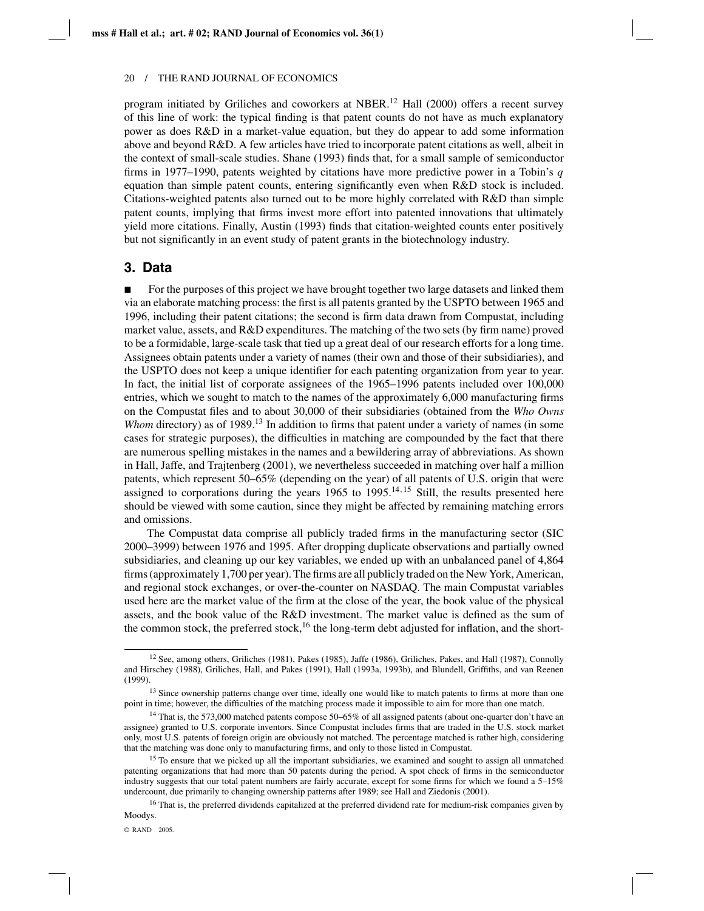program initiated by Griliches and coworkers at NBER.[12] Hall (2000) offers a recent survey of this line of work: the typical finding is that patent counts do not have as much explanatory power as does R&D in a market-value equation, but they do appear to add some information above and beyond R&D. A few articles have tried to incorporate patent citations as well, albeit in the context of small-scale studies. Shane (1993) finds that, for a small sample of semiconductor firms in 1977–1990, patents weighted by citations have more predictive power in a Tobin's $q$ equation than simple patent counts, entering significantly even when R&D stock is included. Citations-weighted patents also turned out to be more highly correlated with R&D than simple patent counts, implying that firms invest more effort into patented innovations that ultimately yield more citations. Finally, Austin (1993) finds that citation-weighted counts enter positively but not significantly in an event study of patent grants in the biotechnology industry.

## 3. Data

■ For the purposes of this project we have brought together two large datasets and linked them via an elaborate matching process: the first is all patents granted by the USPTO between 1965 and 1996, including their patent citations; the second is firm data drawn from Compustat, including market value, assets, and R&D expenditures. The matching of the two sets (by firm name) proved to be a formidable, large-scale task that tied up a great deal of our research efforts for a long time. Assignees obtain patents under a variety of names (their own and those of their subsidiaries), and the USPTO does not keep a unique identifier for each patenting organization from year to year. In fact, the initial list of corporate assignees of the 1965–1996 patents included over 100,000 entries, which we sought to match to the names of the approximately 6,000 manufacturing firms on the Compustat files and to about 30,000 of their subsidiaries (obtained from the *Who Owns Whom* directory) as of 1989.[13] In addition to firms that patent under a variety of names (in some cases for strategic purposes), the difficulties in matching are compounded by the fact that there are numerous spelling mistakes in the names and a bewildering array of abbreviations. As shown in Hall, Jaffe, and Trajtenberg (2001), we nevertheless succeeded in matching over half a million patents, which represent 50–65% (depending on the year) of all patents of U.S. origin that were assigned to corporations during the years 1965 to 1995.[14,15] Still, the results presented here should be viewed with some caution, since they might be affected by remaining matching errors and omissions.

The Compustat data comprise all publicly traded firms in the manufacturing sector (SIC 2000–3999) between 1976 and 1995. After dropping duplicate observations and partially owned subsidiaries, and cleaning up our key variables, we ended up with an unbalanced panel of 4,864 firms (approximately 1,700 per year). The firms are all publicly traded on the New York, American, and regional stock exchanges, or over-the-counter on NASDAQ. The main Compustat variables used here are the market value of the firm at the close of the year, the book value of the physical assets, and the book value of the R&D investment. The market value is defined as the sum of the common stock, the preferred stock,[16] the long-term debt adjusted for inflation, and the short-

---

[12] See, among others, Griliches (1981), Pakes (1985), Jaffe (1986), Griliches, Pakes, and Hall (1987), Connolly and Hirschey (1988), Griliches, Hall, and Pakes (1991), Hall (1993a, 1993b), and Blundell, Griffiths, and van Reenen (1999).

[13] Since ownership patterns change over time, ideally one would like to match patents to firms at more than one point in time; however, the difficulties of the matching process made it impossible to aim for more than one match.

[14] That is, the 573,000 matched patents compose 50–65% of all assigned patents (about one-quarter don't have an assignee) granted to U.S. corporate inventors. Since Compustat includes firms that are traded in the U.S. stock market only, most U.S. patents of foreign origin are obviously not matched. The percentage matched is rather high, considering that the matching was done only to manufacturing firms, and only to those listed in Compustat.

[15] To ensure that we picked up all the important subsidiaries, we examined and sought to assign all unmatched patenting organizations that had more than 50 patents during the period. A spot check of firms in the semiconductor industry suggests that our total patent numbers are fairly accurate, except for some firms for which we found a 5–15% undercount, due primarily to changing ownership patterns after 1989; see Hall and Ziedonis (2001).

[16] That is, the preferred dividends capitalized at the preferred dividend rate for medium-risk companies given by Moodys.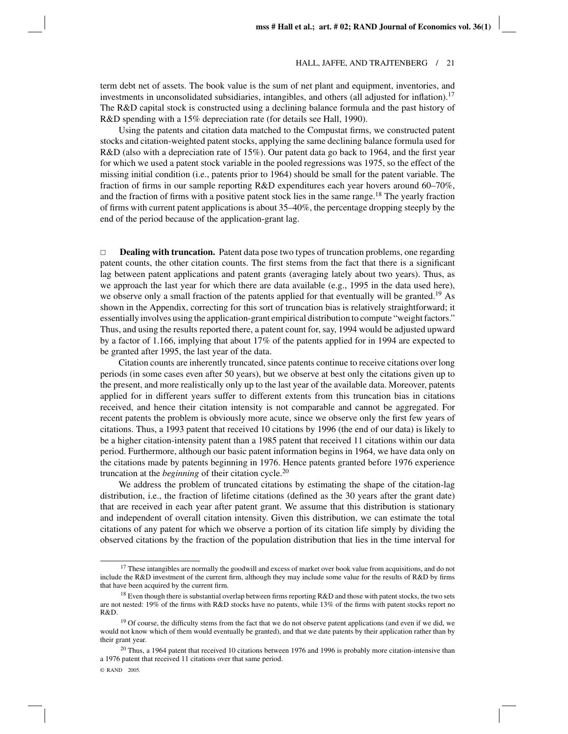term debt net of assets. The book value is the sum of net plant and equipment, inventories, and investments in unconsolidated subsidiaries, intangibles, and others (all adjusted for inflation).[17] The R&D capital stock is constructed using a declining balance formula and the past history of R&D spending with a 15% depreciation rate (for details see Hall, 1990).

Using the patents and citation data matched to the Compustat firms, we constructed patent stocks and citation-weighted patent stocks, applying the same declining balance formula used for R&D (also with a depreciation rate of 15%). Our patent data go back to 1964, and the first year for which we used a patent stock variable in the pooled regressions was 1975, so the effect of the missing initial condition (i.e., patents prior to 1964) should be small for the patent variable. The fraction of firms in our sample reporting R&D expenditures each year hovers around 60–70%, and the fraction of firms with a positive patent stock lies in the same range.[18] The yearly fraction of firms with current patent applications is about 35–40%, the percentage dropping steeply by the end of the period because of the application-grant lag.

□ **Dealing with truncation.** Patent data pose two types of truncation problems, one regarding patent counts, the other citation counts. The first stems from the fact that there is a significant lag between patent applications and patent grants (averaging lately about two years). Thus, as we approach the last year for which there are data available (e.g., 1995 in the data used here), we observe only a small fraction of the patents applied for that eventually will be granted.[19] As shown in the Appendix, correcting for this sort of truncation bias is relatively straightforward; it essentially involves using the application-grant empirical distribution to compute "weight factors." Thus, and using the results reported there, a patent count for, say, 1994 would be adjusted upward by a factor of 1.166, implying that about 17% of the patents applied for in 1994 are expected to be granted after 1995, the last year of the data.

Citation counts are inherently truncated, since patents continue to receive citations over long periods (in some cases even after 50 years), but we observe at best only the citations given up to the present, and more realistically only up to the last year of the available data. Moreover, patents applied for in different years suffer to different extents from this truncation bias in citations received, and hence their citation intensity is not comparable and cannot be aggregated. For recent patents the problem is obviously more acute, since we observe only the first few years of citations. Thus, a 1993 patent that received 10 citations by 1996 (the end of our data) is likely to be a higher citation-intensity patent than a 1985 patent that received 11 citations within our data period. Furthermore, although our basic patent information begins in 1964, we have data only on the citations made by patents beginning in 1976. Hence patents granted before 1976 experience truncation at the *beginning* of their citation cycle.[20]

We address the problem of truncated citations by estimating the shape of the citation-lag distribution, i.e., the fraction of lifetime citations (defined as the 30 years after the grant date) that are received in each year after patent grant. We assume that this distribution is stationary and independent of overall citation intensity. Given this distribution, we can estimate the total citations of any patent for which we observe a portion of its citation life simply by dividing the observed citations by the fraction of the population distribution that lies in the time interval for

---

[17] These intangibles are normally the goodwill and excess of market over book value from acquisitions, and do not include the R&D investment of the current firm, although they may include some value for the results of R&D by firms that have been acquired by the current firm.

[18] Even though there is substantial overlap between firms reporting R&D and those with patent stocks, the two sets are not nested: 19% of the firms with R&D stocks have no patents, while 13% of the firms with patent stocks report no R&D.

[19] Of course, the difficulty stems from the fact that we do not observe patent applications (and even if we did, we would not know which of them would eventually be granted), and that we date patents by their application rather than by their grant year.

[20] Thus, a 1964 patent that received 10 citations between 1976 and 1996 is probably more citation-intensive than a 1976 patent that received 11 citations over that same period.

© RAND 2005.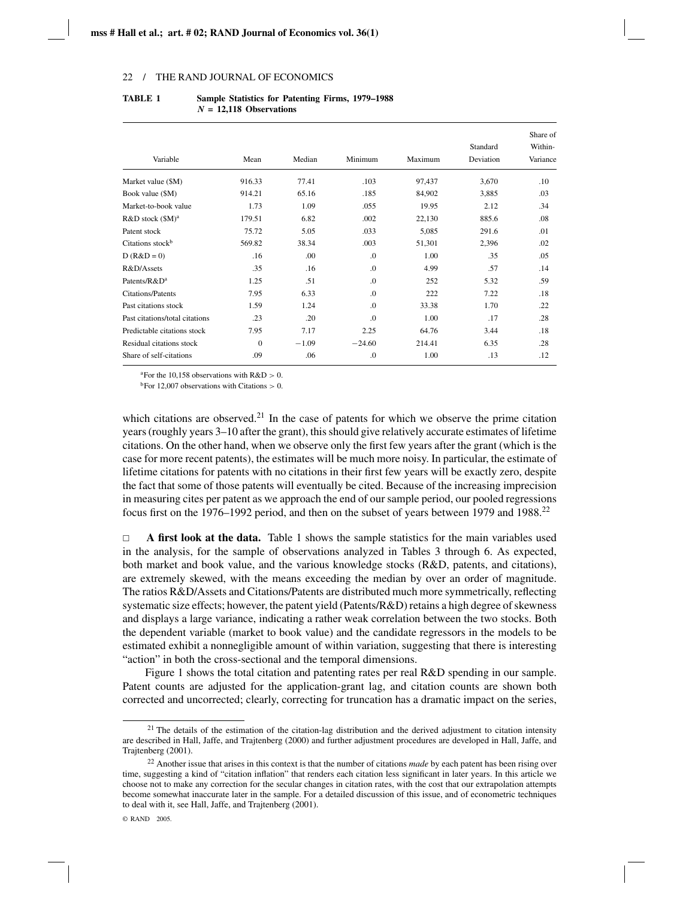**TABLE 1 Sample Statistics for Patenting Firms, 1979–1988 $N$ = 12,118 Observations**

| Variable | Mean | Median | Minimum | Maximum | Standard Deviation | Share of Within-Variance |
|---|---|---|---|---|---|---|
| Market value ($M) | 916.33 | 77.41 | .103 | 97,437 | 3,670 | .10 |
| Book value ($M) | 914.21 | 65.16 | .185 | 84,902 | 3,885 | .03 |
| Market-to-book value | 1.73 | 1.09 | .055 | 19.95 | 2.12 | .34 |
| R&D stock ($M)[a] | 179.51 | 6.82 | .002 | 22,130 | 885.6 | .08 |
| Patent stock | 75.72 | 5.05 | .033 | 5,085 | 291.6 | .01 |
| Citations stock[b] | 569.82 | 38.34 | .003 | 51,301 | 2,396 | .02 |
| D (R&D = 0) | .16 | .00 | .0 | 1.00 | .35 | .05 |
| R&D/Assets | .35 | .16 | .0 | 4.99 | .57 | .14 |
| Patents/R&D[a] | 1.25 | .51 | .0 | 252 | 5.32 | .59 |
| Citations/Patents | 7.95 | 6.33 | .0 | 222 | 7.22 | .18 |
| Past citations stock | 1.59 | 1.24 | .0 | 33.38 | 1.70 | .22 |
| Past citations/total citations | .23 | .20 | .0 | 1.00 | .17 | .28 |
| Predictable citations stock | 7.95 | 7.17 | 2.25 | 64.76 | 3.44 | .18 |
| Residual citations stock | 0 | −1.09 | −24.60 | 214.41 | 6.35 | .28 |
| Share of self-citations | .09 | .06 | .0 | 1.00 | .13 | .12 |

[a] For the 10,158 observations with R&D > 0.

[b] For 12,007 observations with Citations > 0.

which citations are observed.[21] In the case of patents for which we observe the prime citation years (roughly years 3–10 after the grant), this should give relatively accurate estimates of lifetime citations. On the other hand, when we observe only the first few years after the grant (which is the case for more recent patents), the estimates will be much more noisy. In particular, the estimate of lifetime citations for patents with no citations in their first few years will be exactly zero, despite the fact that some of those patents will eventually be cited. Because of the increasing imprecision in measuring cites per patent as we approach the end of our sample period, our pooled regressions focus first on the 1976–1992 period, and then on the subset of years between 1979 and 1988.[22]

□ **A first look at the data.** Table 1 shows the sample statistics for the main variables used in the analysis, for the sample of observations analyzed in Tables 3 through 6. As expected, both market and book value, and the various knowledge stocks (R&D, patents, and citations), are extremely skewed, with the means exceeding the median by over an order of magnitude. The ratios R&D/Assets and Citations/Patents are distributed much more symmetrically, reflecting systematic size effects; however, the patent yield (Patents/R&D) retains a high degree of skewness and displays a large variance, indicating a rather weak correlation between the two stocks. Both the dependent variable (market to book value) and the candidate regressors in the models to be estimated exhibit a nonnegligible amount of within variation, suggesting that there is interesting "action" in both the cross-sectional and the temporal dimensions.

Figure 1 shows the total citation and patenting rates per real R&D spending in our sample. Patent counts are adjusted for the application-grant lag, and citation counts are shown both corrected and uncorrected; clearly, correcting for truncation has a dramatic impact on the series,

[21] The details of the estimation of the citation-lag distribution and the derived adjustment to citation intensity are described in Hall, Jaffe, and Trajtenberg (2000) and further adjustment procedures are developed in Hall, Jaffe, and Trajtenberg (2001).

[22] Another issue that arises in this context is that the number of citations *made* by each patent has been rising over time, suggesting a kind of "citation inflation" that renders each citation less significant in later years. In this article we choose not to make any correction for the secular changes in citation rates, with the cost that our extrapolation attempts become somewhat inaccurate later in the sample. For a detailed discussion of this issue, and of econometric techniques to deal with it, see Hall, Jaffe, and Trajtenberg (2001).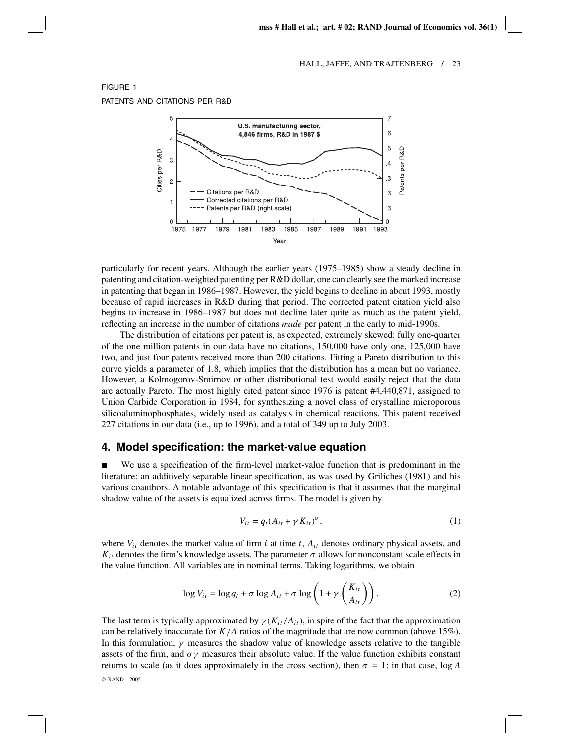FIGURE 1

PATENTS AND CITATIONS PER R&D

particularly for recent years. Although the earlier years (1975–1985) show a steady decline in patenting and citation-weighted patenting per R&D dollar, one can clearly see the marked increase in patenting that began in 1986–1987. However, the yield begins to decline in about 1993, mostly because of rapid increases in R&D during that period. The corrected patent citation yield also begins to increase in 1986–1987 but does not decline later quite as much as the patent yield, reflecting an increase in the number of citations *made* per patent in the early to mid-1990s.

The distribution of citations per patent is, as expected, extremely skewed: fully one-quarter of the one million patents in our data have no citations, 150,000 have only one, 125,000 have two, and just four patents received more than 200 citations. Fitting a Pareto distribution to this curve yields a parameter of 1.8, which implies that the distribution has a mean but no variance. However, a Kolmogorov-Smirnov or other distributional test would easily reject that the data are actually Pareto. The most highly cited patent since 1976 is patent #4,440,871, assigned to Union Carbide Corporation in 1984, for synthesizing a novel class of crystalline microporous silicoaluminophosphates, widely used as catalysts in chemical reactions. This patent received 227 citations in our data (i.e., up to 1996), and a total of 349 up to July 2003.

## 4. Model specification: the market-value equation

■ We use a specification of the firm-level market-value function that is predominant in the literature: an additively separable linear specification, as was used by Griliches (1981) and his various coauthors. A notable advantage of this specification is that it assumes that the marginal shadow value of the assets is equalized across firms. The model is given by

$$V_{it} = q_t (A_{it} + \gamma K_{it})^{\sigma}, \tag{1}$$

where $V_{it}$ denotes the market value of firm $i$ at time $t$, $A_{it}$ denotes ordinary physical assets, and $K_{it}$ denotes the firm's knowledge assets. The parameter $\sigma$ allows for nonconstant scale effects in the value function. All variables are in nominal terms. Taking logarithms, we obtain

$$\log V_{it} = \log q_t + \sigma \log A_{it} + \sigma \log \left( 1 + \gamma \left( \frac{K_{it}}{A_{it}} \right) \right). \tag{2}$$

The last term is typically approximated by $\gamma(K_{it}/A_{it})$, in spite of the fact that the approximation can be relatively inaccurate for $K/A$ ratios of the magnitude that are now common (above 15%). In this formulation, $\gamma$ measures the shadow value of knowledge assets relative to the tangible assets of the firm, and $\sigma\gamma$ measures their absolute value. If the value function exhibits constant returns to scale (as it does approximately in the cross section), then $\sigma = 1$; in that case, $\log A$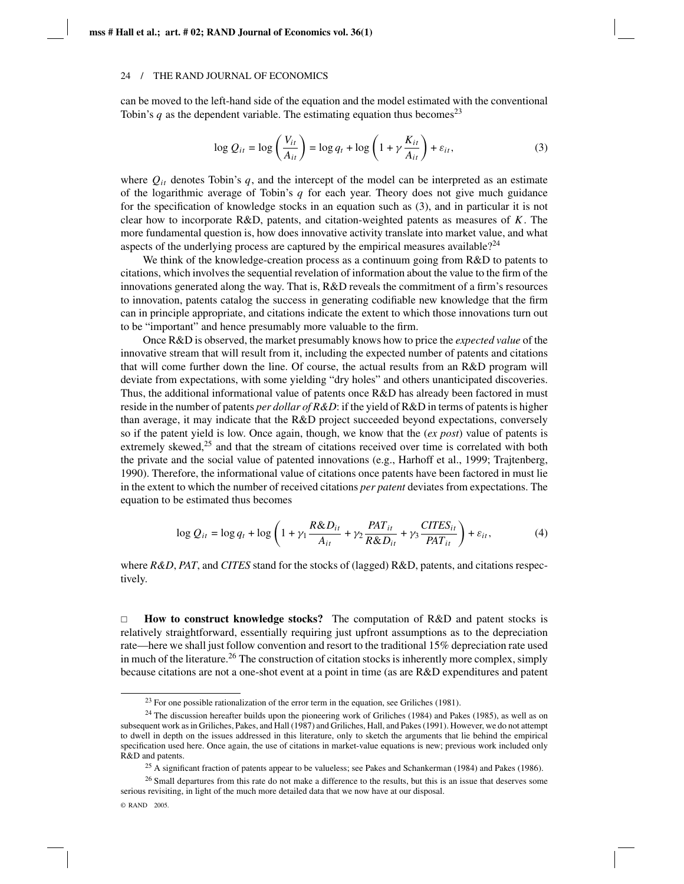can be moved to the left-hand side of the equation and the model estimated with the conventional Tobin's $q$ as the dependent variable. The estimating equation thus becomes[23]

$$\log Q_{it} = \log \left( \frac{V_{it}}{A_{it}} \right) = \log q_t + \log \left( 1 + \gamma \frac{K_{it}}{A_{it}} \right) + \varepsilon_{it}, \tag{3}$$

where $Q_{it}$ denotes Tobin's $q$, and the intercept of the model can be interpreted as an estimate of the logarithmic average of Tobin's $q$ for each year. Theory does not give much guidance for the specification of knowledge stocks in an equation such as (3), and in particular it is not clear how to incorporate R&D, patents, and citation-weighted patents as measures of $K$. The more fundamental question is, how does innovative activity translate into market value, and what aspects of the underlying process are captured by the empirical measures available?[24]

We think of the knowledge-creation process as a continuum going from R&D to patents to citations, which involves the sequential revelation of information about the value to the firm of the innovations generated along the way. That is, R&D reveals the commitment of a firm's resources to innovation, patents catalog the success in generating codifiable new knowledge that the firm can in principle appropriate, and citations indicate the extent to which those innovations turn out to be "important" and hence presumably more valuable to the firm.

Once R&D is observed, the market presumably knows how to price the *expected value* of the innovative stream that will result from it, including the expected number of patents and citations that will come further down the line. Of course, the actual results from an R&D program will deviate from expectations, with some yielding "dry holes" and others unanticipated discoveries. Thus, the additional informational value of patents once R&D has already been factored in must reside in the number of patents *per dollar of R&D*: if the yield of R&D in terms of patents is higher than average, it may indicate that the R&D project succeeded beyond expectations, conversely so if the patent yield is low. Once again, though, we know that the (*ex post*) value of patents is extremely skewed,[25] and that the stream of citations received over time is correlated with both the private and the social value of patented innovations (e.g., Harhoff et al., 1999; Trajtenberg, 1990). Therefore, the informational value of citations once patents have been factored in must lie in the extent to which the number of received citations *per patent* deviates from expectations. The equation to be estimated thus becomes

$$\log Q_{it} = \log q_t + \log \left( 1 + \gamma_1 \frac{R\&D_{it}}{A_{it}} + \gamma_2 \frac{PAT_{it}}{R\&D_{it}} + \gamma_3 \frac{CITES_{it}}{PAT_{it}} \right) + \varepsilon_{it}, \tag{4}$$

where *R&D*, *PAT*, and *CITES* stand for the stocks of (lagged) R&D, patents, and citations respectively.

□ **How to construct knowledge stocks?** The computation of R&D and patent stocks is relatively straightforward, essentially requiring just upfront assumptions as to the depreciation rate—here we shall just follow convention and resort to the traditional 15% depreciation rate used in much of the literature.[26] The construction of citation stocks is inherently more complex, simply because citations are not a one-shot event at a point in time (as are R&D expenditures and patent

---

[23] For one possible rationalization of the error term in the equation, see Griliches (1981).

[24] The discussion hereafter builds upon the pioneering work of Griliches (1984) and Pakes (1985), as well as on subsequent work as in Griliches, Pakes, and Hall (1987) and Griliches, Hall, and Pakes (1991). However, we do not attempt to dwell in depth on the issues addressed in this literature, only to sketch the arguments that lie behind the empirical specification used here. Once again, the use of citations in market-value equations is new; previous work included only R&D and patents.

[25] A significant fraction of patents appear to be valueless; see Pakes and Schankerman (1984) and Pakes (1986).

[26] Small departures from this rate do not make a difference to the results, but this is an issue that deserves some serious revisiting, in light of the much more detailed data that we now have at our disposal.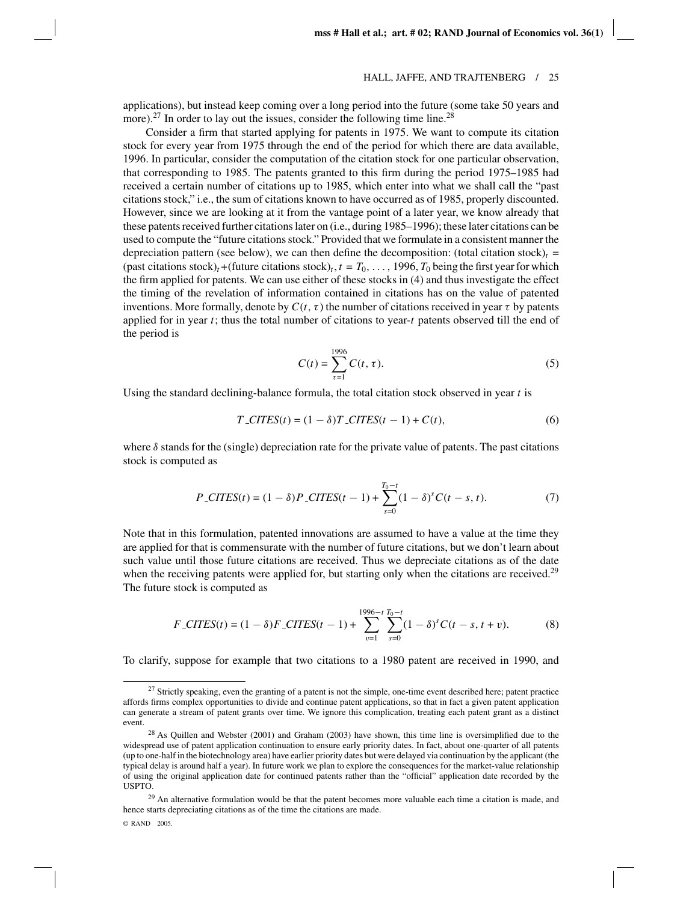applications), but instead keep coming over a long period into the future (some take 50 years and more).[27] In order to lay out the issues, consider the following time line.[28]

Consider a firm that started applying for patents in 1975. We want to compute its citation stock for every year from 1975 through the end of the period for which there are data available, 1996. In particular, consider the computation of the citation stock for one particular observation, that corresponding to 1985. The patents granted to this firm during the period 1975–1985 had received a certain number of citations up to 1985, which enter into what we shall call the "past citations stock," i.e., the sum of citations known to have occurred as of 1985, properly discounted. However, since we are looking at it from the vantage point of a later year, we know already that these patents received further citations later on (i.e., during 1985–1996); these later citations can be used to compute the "future citations stock." Provided that we formulate in a consistent manner the depreciation pattern (see below), we can then define the decomposition: (total citation stock)$_t$ = (past citations stock)$_t$ + (future citations stock)$_t$, $t = T_0, \ldots, 1996$, $T_0$ being the first year for which the firm applied for patents. We can use either of these stocks in (4) and thus investigate the effect the timing of the revelation of information contained in citations has on the value of patented inventions. More formally, denote by $C(t, \tau)$ the number of citations received in year $\tau$ by patents applied for in year $t$; thus the total number of citations to year-$t$ patents observed till the end of the period is

$$C(t) = \sum_{\tau=1}^{1996} C(t, \tau). \tag{5}$$

Using the standard declining-balance formula, the total citation stock observed in year $t$ is

$$T\_CITES(t) = (1 - \delta)T\_CITES(t - 1) + C(t), \tag{6}$$

where $\delta$ stands for the (single) depreciation rate for the private value of patents. The past citations stock is computed as

$$P\_CITES(t) = (1 - \delta)P\_CITES(t - 1) + \sum_{s=0}^{T_0 - t}(1 - \delta)^s C(t - s, t). \tag{7}$$

Note that in this formulation, patented innovations are assumed to have a value at the time they are applied for that is commensurate with the number of future citations, but we don't learn about such value until those future citations are received. Thus we depreciate citations as of the date when the receiving patents were applied for, but starting only when the citations are received.[29] The future stock is computed as

$$F\_CITES(t) = (1 - \delta)F\_CITES(t - 1) + \sum_{v=1}^{1996-t}\sum_{s=0}^{T_0 - t}(1 - \delta)^s C(t - s, t + v). \tag{8}$$

To clarify, suppose for example that two citations to a 1980 patent are received in 1990, and

---

[27] Strictly speaking, even the granting of a patent is not the simple, one-time event described here; patent practice affords firms complex opportunities to divide and continue patent applications, so that in fact a given patent application can generate a stream of patent grants over time. We ignore this complication, treating each patent grant as a distinct event.

[28] As Quillen and Webster (2001) and Graham (2003) have shown, this time line is oversimplified due to the widespread use of patent application continuation to ensure early priority dates. In fact, about one-quarter of all patents (up to one-half in the biotechnology area) have earlier priority dates but were delayed via continuation by the applicant (the typical delay is around half a year). In future work we plan to explore the consequences for the market-value relationship of using the original application date for continued patents rather than the "official" application date recorded by the USPTO.

[29] An alternative formulation would be that the patent becomes more valuable each time a citation is made, and hence starts depreciating citations as of the time the citations are made.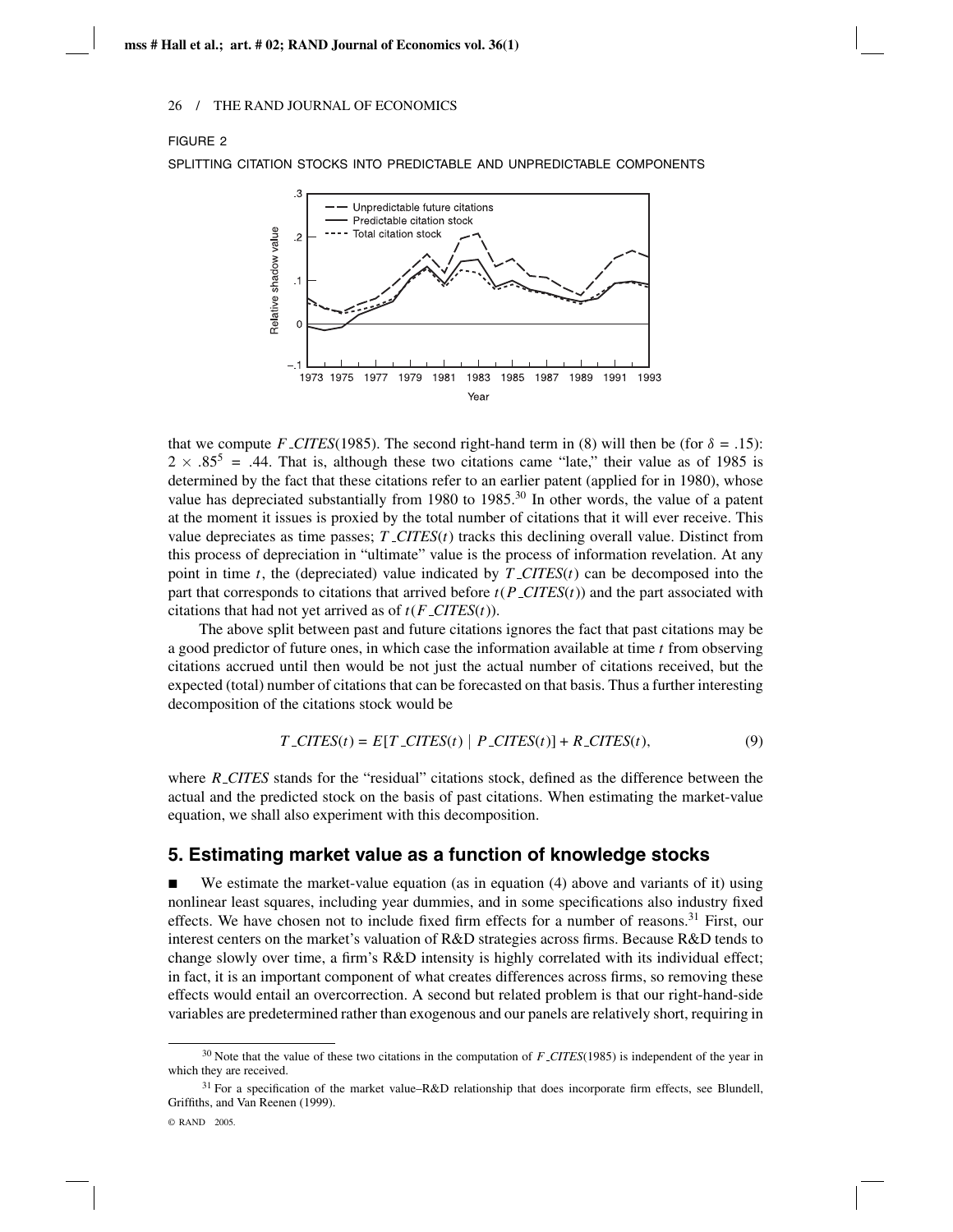FIGURE 2

SPLITTING CITATION STOCKS INTO PREDICTABLE AND UNPREDICTABLE COMPONENTS

that we compute *F_CITES*(1985). The second right-hand term in (8) will then be (for $\delta = .15$): $2 \times .85^5 = .44$. That is, although these two citations came "late," their value as of 1985 is determined by the fact that these citations refer to an earlier patent (applied for in 1980), whose value has depreciated substantially from 1980 to 1985.[30] In other words, the value of a patent at the moment it issues is proxied by the total number of citations that it will ever receive. This value depreciates as time passes; *T_CITES*($t$) tracks this declining overall value. Distinct from this process of depreciation in "ultimate" value is the process of information revelation. At any point in time $t$, the (depreciated) value indicated by *T_CITES*($t$) can be decomposed into the part that corresponds to citations that arrived before $t$(*P_CITES*($t$)) and the part associated with citations that had not yet arrived as of $t$(*F_CITES*($t$)).

The above split between past and future citations ignores the fact that past citations may be a good predictor of future ones, in which case the information available at time $t$ from observing citations accrued until then would be not just the actual number of citations received, but the expected (total) number of citations that can be forecasted on that basis. Thus a further interesting decomposition of the citations stock would be

$$T\_CITES(t) = E[T\_CITES(t) \mid P\_CITES(t)] + R\_CITES(t), \tag{9}$$

where *R_CITES* stands for the "residual" citations stock, defined as the difference between the actual and the predicted stock on the basis of past citations. When estimating the market-value equation, we shall also experiment with this decomposition.

## 5. Estimating market value as a function of knowledge stocks

■ We estimate the market-value equation (as in equation (4) above and variants of it) using nonlinear least squares, including year dummies, and in some specifications also industry fixed effects. We have chosen not to include fixed firm effects for a number of reasons.[31] First, our interest centers on the market's valuation of R&D strategies across firms. Because R&D tends to change slowly over time, a firm's R&D intensity is highly correlated with its individual effect; in fact, it is an important component of what creates differences across firms, so removing these effects would entail an overcorrection. A second but related problem is that our right-hand-side variables are predetermined rather than exogenous and our panels are relatively short, requiring in

[30] Note that the value of these two citations in the computation of *F_CITES*(1985) is independent of the year in which they are received.

[31] For a specification of the market value–R&D relationship that does incorporate firm effects, see Blundell, Griffiths, and Van Reenen (1999).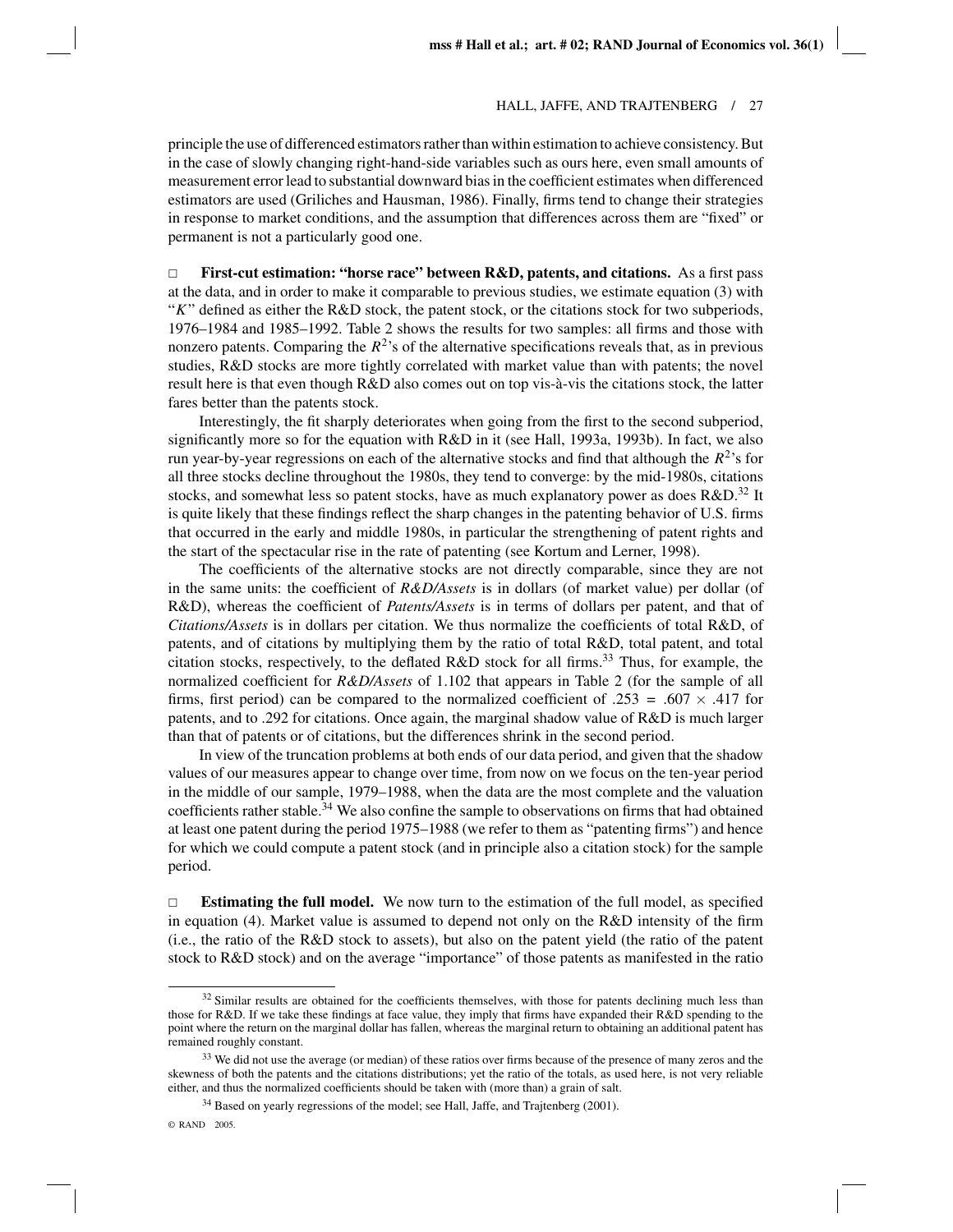principle the use of differenced estimators rather than within estimation to achieve consistency. But in the case of slowly changing right-hand-side variables such as ours here, even small amounts of measurement error lead to substantial downward bias in the coefficient estimates when differenced estimators are used (Griliches and Hausman, 1986). Finally, firms tend to change their strategies in response to market conditions, and the assumption that differences across them are "fixed" or permanent is not a particularly good one.

□ **First-cut estimation: "horse race" between R&D, patents, and citations.** As a first pass at the data, and in order to make it comparable to previous studies, we estimate equation (3) with "$K$" defined as either the R&D stock, the patent stock, or the citations stock for two subperiods, 1976–1984 and 1985–1992. Table 2 shows the results for two samples: all firms and those with nonzero patents. Comparing the $R^2$'s of the alternative specifications reveals that, as in previous studies, R&D stocks are more tightly correlated with market value than with patents; the novel result here is that even though R&D also comes out on top vis-à-vis the citations stock, the latter fares better than the patents stock.

Interestingly, the fit sharply deteriorates when going from the first to the second subperiod, significantly more so for the equation with R&D in it (see Hall, 1993a, 1993b). In fact, we also run year-by-year regressions on each of the alternative stocks and find that although the $R^2$'s for all three stocks decline throughout the 1980s, they tend to converge: by the mid-1980s, citations stocks, and somewhat less so patent stocks, have as much explanatory power as does R&D.[32] It is quite likely that these findings reflect the sharp changes in the patenting behavior of U.S. firms that occurred in the early and middle 1980s, in particular the strengthening of patent rights and the start of the spectacular rise in the rate of patenting (see Kortum and Lerner, 1998).

The coefficients of the alternative stocks are not directly comparable, since they are not in the same units: the coefficient of *R&D/Assets* is in dollars (of market value) per dollar (of R&D), whereas the coefficient of *Patents/Assets* is in terms of dollars per patent, and that of *Citations/Assets* is in dollars per citation. We thus normalize the coefficients of total R&D, of patents, and of citations by multiplying them by the ratio of total R&D, total patent, and total citation stocks, respectively, to the deflated R&D stock for all firms.[33] Thus, for example, the normalized coefficient for *R&D/Assets* of 1.102 that appears in Table 2 (for the sample of all firms, first period) can be compared to the normalized coefficient of $.253 = .607 \times .417$ for patents, and to .292 for citations. Once again, the marginal shadow value of R&D is much larger than that of patents or of citations, but the differences shrink in the second period.

In view of the truncation problems at both ends of our data period, and given that the shadow values of our measures appear to change over time, from now on we focus on the ten-year period in the middle of our sample, 1979–1988, when the data are the most complete and the valuation coefficients rather stable.[34] We also confine the sample to observations on firms that had obtained at least one patent during the period 1975–1988 (we refer to them as "patenting firms") and hence for which we could compute a patent stock (and in principle also a citation stock) for the sample period.

□ **Estimating the full model.** We now turn to the estimation of the full model, as specified in equation (4). Market value is assumed to depend not only on the R&D intensity of the firm (i.e., the ratio of the R&D stock to assets), but also on the patent yield (the ratio of the patent stock to R&D stock) and on the average "importance" of those patents as manifested in the ratio

---

[32] Similar results are obtained for the coefficients themselves, with those for patents declining much less than those for R&D. If we take these findings at face value, they imply that firms have expanded their R&D spending to the point where the return on the marginal dollar has fallen, whereas the marginal return to obtaining an additional patent has remained roughly constant.

[33] We did not use the average (or median) of these ratios over firms because of the presence of many zeros and the skewness of both the patents and the citations distributions; yet the ratio of the totals, as used here, is not very reliable either, and thus the normalized coefficients should be taken with (more than) a grain of salt.

[34] Based on yearly regressions of the model; see Hall, Jaffe, and Trajtenberg (2001).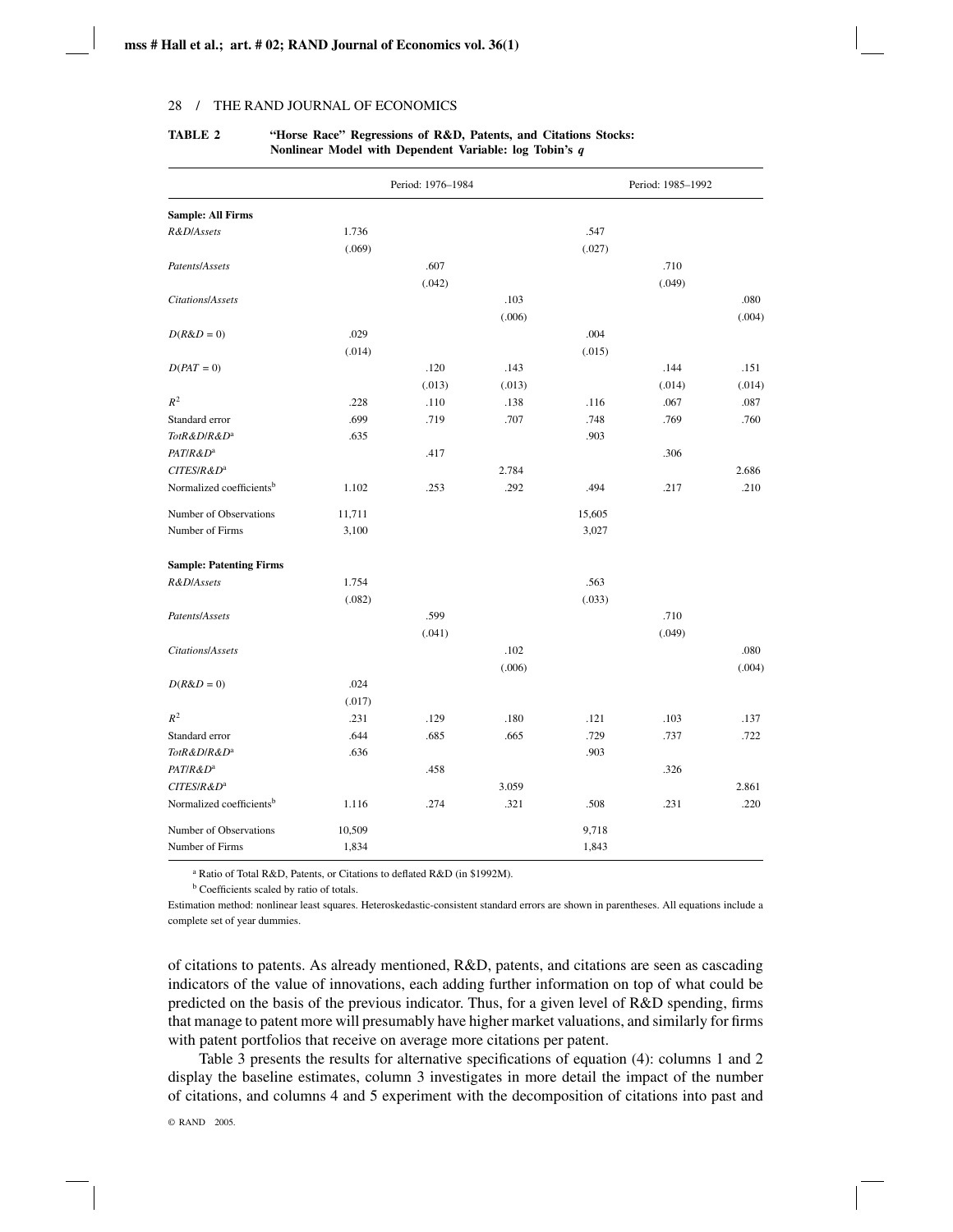**TABLE 2 "Horse Race" Regressions of R&D, Patents, and Citations Stocks: Nonlinear Model with Dependent Variable: log Tobin's *q***

| | Period: 1976–1984 | | | Period: 1985–1992 | | |
|---|---|---|---|---|---|---|
| **Sample: All Firms** | | | | | | |
| *R&D/Assets* | 1.736 | | | .547 | | |
| | (.069) | | | (.027) | | |
| *Patents/Assets* | | .607 | | | .710 | |
| | | (.042) | | | (.049) | |
| *Citations/Assets* | | | .103 | | | .080 |
| | | | (.006) | | | (.004) |
| *D*(*R&D* = 0) | .029 | | | .004 | | |
| | (.014) | | | (.015) | | |
| *D*(*PAT* = 0) | | .120 | .143 | | .144 | .151 |
| | | (.013) | (.013) | | (.014) | (.014) |
| $R^2$ | .228 | .110 | .138 | .116 | .067 | .087 |
| Standard error | .699 | .719 | .707 | .748 | .769 | .760 |
| *TotR&D/R&D*[a] | .635 | | | .903 | | |
| *PAT/R&D*[a] | | .417 | | | .306 | |
| *CITES/R&D*[a] | | | 2.784 | | | 2.686 |
| Normalized coefficients[b] | 1.102 | .253 | .292 | .494 | .217 | .210 |
| Number of Observations | 11,711 | | | 15,605 | | |
| Number of Firms | 3,100 | | | 3,027 | | |
| **Sample: Patenting Firms** | | | | | | |
| *R&D/Assets* | 1.754 | | | .563 | | |
| | (.082) | | | (.033) | | |
| *Patents/Assets* | | .599 | | | .710 | |
| | | (.041) | | | (.049) | |
| *Citations/Assets* | | | .102 | | | .080 |
| | | | (.006) | | | (.004) |
| *D*(*R&D* = 0) | .024 | | | | | |
| | (.017) | | | | | |
| $R^2$ | .231 | .129 | .180 | .121 | .103 | .137 |
| Standard error | .644 | .685 | .665 | .729 | .737 | .722 |
| *TotR&D/R&D*[a] | .636 | | | .903 | | |
| *PAT/R&D*[a] | | .458 | | | .326 | |
| *CITES/R&D*[a] | | | 3.059 | | | 2.861 |
| Normalized coefficients[b] | 1.116 | .274 | .321 | .508 | .231 | .220 |
| Number of Observations | 10,509 | | | 9,718 | | |
| Number of Firms | 1,834 | | | 1,843 | | |

[a] Ratio of Total R&D, Patents, or Citations to deflated R&D (in $1992M).

[b] Coefficients scaled by ratio of totals.

Estimation method: nonlinear least squares. Heteroskedastic-consistent standard errors are shown in parentheses. All equations include a complete set of year dummies.

of citations to patents. As already mentioned, R&D, patents, and citations are seen as cascading indicators of the value of innovations, each adding further information on top of what could be predicted on the basis of the previous indicator. Thus, for a given level of R&D spending, firms that manage to patent more will presumably have higher market valuations, and similarly for firms with patent portfolios that receive on average more citations per patent.

Table 3 presents the results for alternative specifications of equation (4): columns 1 and 2 display the baseline estimates, column 3 investigates in more detail the impact of the number of citations, and columns 4 and 5 experiment with the decomposition of citations into past and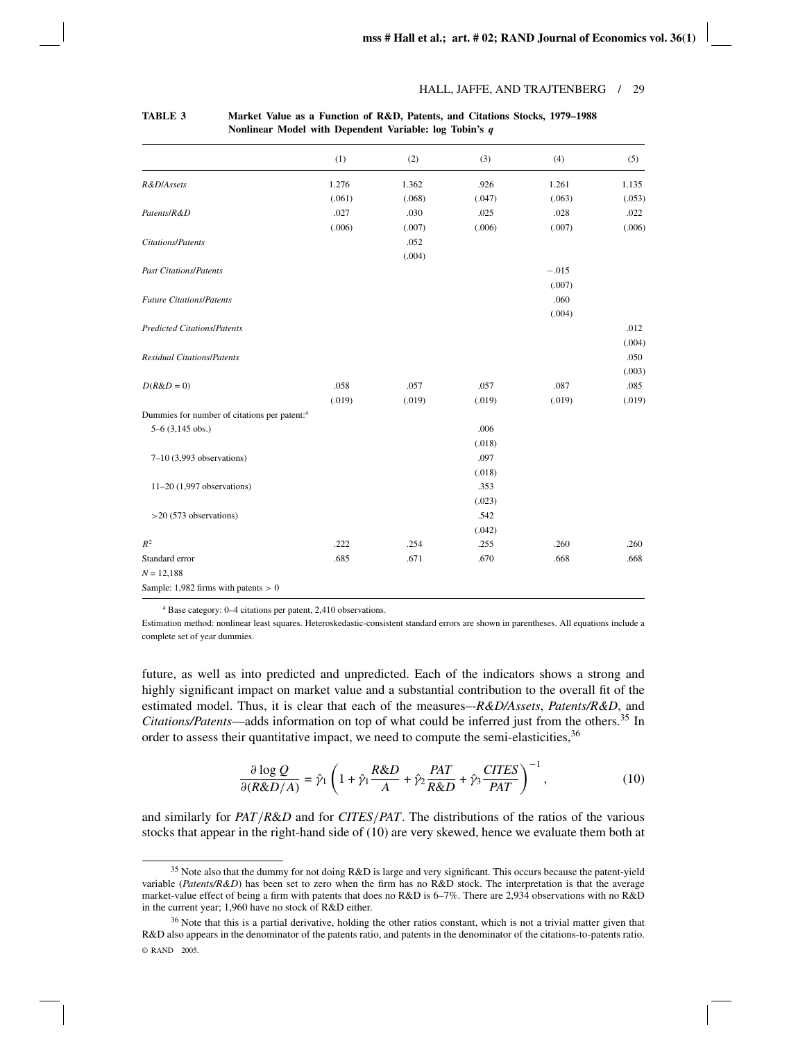**TABLE 3** Market Value as a Function of R&D, Patents, and Citations Stocks, 1979–1988 Nonlinear Model with Dependent Variable: log Tobin's *q*

| | (1) | (2) | (3) | (4) | (5) |
|---|---|---|---|---|---|
| *R&D/Assets* | 1.276 | 1.362 | .926 | 1.261 | 1.135 |
| | (.061) | (.068) | (.047) | (.063) | (.053) |
| *Patents/R&D* | .027 | .030 | .025 | .028 | .022 |
| | (.006) | (.007) | (.006) | (.007) | (.006) |
| *Citations/Patents* | | .052 | | | |
| | | (.004) | | | |
| *Past Citations/Patents* | | | | −.015 | |
| | | | | (.007) | |
| *Future Citations/Patents* | | | | .060 | |
| | | | | (.004) | |
| *Predicted Citations/Patents* | | | | | .012 |
| | | | | | (.004) |
| *Residual Citations/Patents* | | | | | .050 |
| | | | | | (.003) |
| $D(R\&D = 0)$ | .058 | .057 | .057 | .087 | .085 |
| | (.019) | (.019) | (.019) | (.019) | (.019) |
| Dummies for number of citations per patent:[a] | | | | | |
| 5–6 (3,145 obs.) | | | .006 | | |
| | | | (.018) | | |
| 7–10 (3,993 observations) | | | .097 | | |
| | | | (.018) | | |
| 11–20 (1,997 observations) | | | .353 | | |
| | | | (.023) | | |
| >20 (573 observations) | | | .542 | | |
| | | | (.042) | | |
| $R^2$ | .222 | .254 | .255 | .260 | .260 |
| Standard error | .685 | .671 | .670 | .668 | .668 |
| $N = 12{,}188$ | | | | | |
| Sample: 1,982 firms with patents > 0 | | | | | |

[a] Base category: 0–4 citations per patent, 2,410 observations.

Estimation method: nonlinear least squares. Heteroskedastic-consistent standard errors are shown in parentheses. All equations include a complete set of year dummies.

future, as well as into predicted and unpredicted. Each of the indicators shows a strong and highly significant impact on market value and a substantial contribution to the overall fit of the estimated model. Thus, it is clear that each of the measures–-*R&D/Assets*, *Patents/R&D*, and *Citations/Patents*—adds information on top of what could be inferred just from the others.[35] In order to assess their quantitative impact, we need to compute the semi-elasticities,[36]

$$\frac{\partial \log Q}{\partial (R\&D/A)} = \hat{\gamma}_1 \left( 1 + \hat{\gamma}_1 \frac{R\&D}{A} + \hat{\gamma}_2 \frac{PAT}{R\&D} + \hat{\gamma}_3 \frac{CITES}{PAT} \right)^{-1}, \tag{10}$$

and similarly for $PAT/R\&D$ and for $CITES/PAT$. The distributions of the ratios of the various stocks that appear in the right-hand side of (10) are very skewed, hence we evaluate them both at

[35] Note also that the dummy for not doing R&D is large and very significant. This occurs because the patent-yield variable (*Patents/R&D*) has been set to zero when the firm has no R&D stock. The interpretation is that the average market-value effect of being a firm with patents that does no R&D is 6–7%. There are 2,934 observations with no R&D in the current year; 1,960 have no stock of R&D either.

[36] Note that this is a partial derivative, holding the other ratios constant, which is not a trivial matter given that R&D also appears in the denominator of the patents ratio, and patents in the denominator of the citations-to-patents ratio.

© RAND 2005.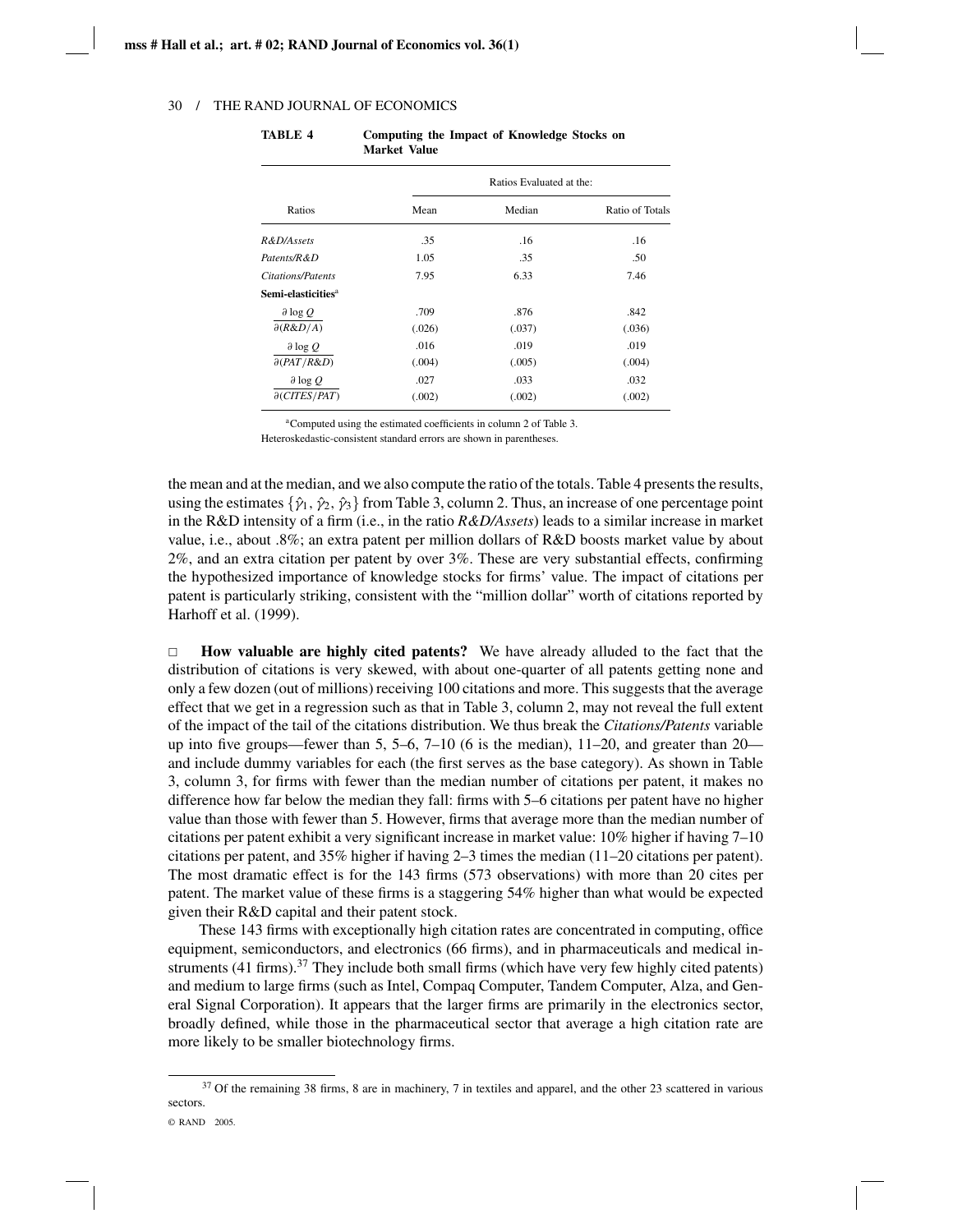**TABLE 4 Computing the Impact of Knowledge Stocks on Market Value**

| Ratios | Ratios Evaluated at the: | | |
|---|---|---|---|
| | Mean | Median | Ratio of Totals |
| *R&D/Assets* | .35 | .16 | .16 |
| *Patents/R&D* | 1.05 | .35 | .50 |
| *Citations/Patents* | 7.95 | 6.33 | 7.46 |
| **Semi-elasticities**[a] | | | |
| $\frac{\partial \log Q}{\partial (R\&D/A)}$ | .709 | .876 | .842 |
| | (.026) | (.037) | (.036) |
| $\frac{\partial \log Q}{\partial (PAT/R\&D)}$ | .016 | .019 | .019 |
| | (.004) | (.005) | (.004) |
| $\frac{\partial \log Q}{\partial (CITES/PAT)}$ | .027 | .033 | .032 |
| | (.002) | (.002) | (.002) |

[a]Computed using the estimated coefficients in column 2 of Table 3.
Heteroskedastic-consistent standard errors are shown in parentheses.

the mean and at the median, and we also compute the ratio of the totals. Table 4 presents the results, using the estimates $\{\hat{\gamma}_1, \hat{\gamma}_2, \hat{\gamma}_3\}$ from Table 3, column 2. Thus, an increase of one percentage point in the R&D intensity of a firm (i.e., in the ratio *R&D/Assets*) leads to a similar increase in market value, i.e., about .8%; an extra patent per million dollars of R&D boosts market value by about 2%, and an extra citation per patent by over 3%. These are very substantial effects, confirming the hypothesized importance of knowledge stocks for firms' value. The impact of citations per patent is particularly striking, consistent with the "million dollar" worth of citations reported by Harhoff et al. (1999).

□ **How valuable are highly cited patents?** We have already alluded to the fact that the distribution of citations is very skewed, with about one-quarter of all patents getting none and only a few dozen (out of millions) receiving 100 citations and more. This suggests that the average effect that we get in a regression such as that in Table 3, column 2, may not reveal the full extent of the impact of the tail of the citations distribution. We thus break the *Citations/Patents* variable up into five groups—fewer than 5, 5–6, 7–10 (6 is the median), 11–20, and greater than 20—and include dummy variables for each (the first serves as the base category). As shown in Table 3, column 3, for firms with fewer than the median number of citations per patent, it makes no difference how far below the median they fall: firms with 5–6 citations per patent have no higher value than those with fewer than 5. However, firms that average more than the median number of citations per patent exhibit a very significant increase in market value: 10% higher if having 7–10 citations per patent, and 35% higher if having 2–3 times the median (11–20 citations per patent). The most dramatic effect is for the 143 firms (573 observations) with more than 20 cites per patent. The market value of these firms is a staggering 54% higher than what would be expected given their R&D capital and their patent stock.

These 143 firms with exceptionally high citation rates are concentrated in computing, office equipment, semiconductors, and electronics (66 firms), and in pharmaceuticals and medical instruments (41 firms).[37] They include both small firms (which have very few highly cited patents) and medium to large firms (such as Intel, Compaq Computer, Tandem Computer, Alza, and General Signal Corporation). It appears that the larger firms are primarily in the electronics sector, broadly defined, while those in the pharmaceutical sector that average a high citation rate are more likely to be smaller biotechnology firms.

[37] Of the remaining 38 firms, 8 are in machinery, 7 in textiles and apparel, and the other 23 scattered in various sectors.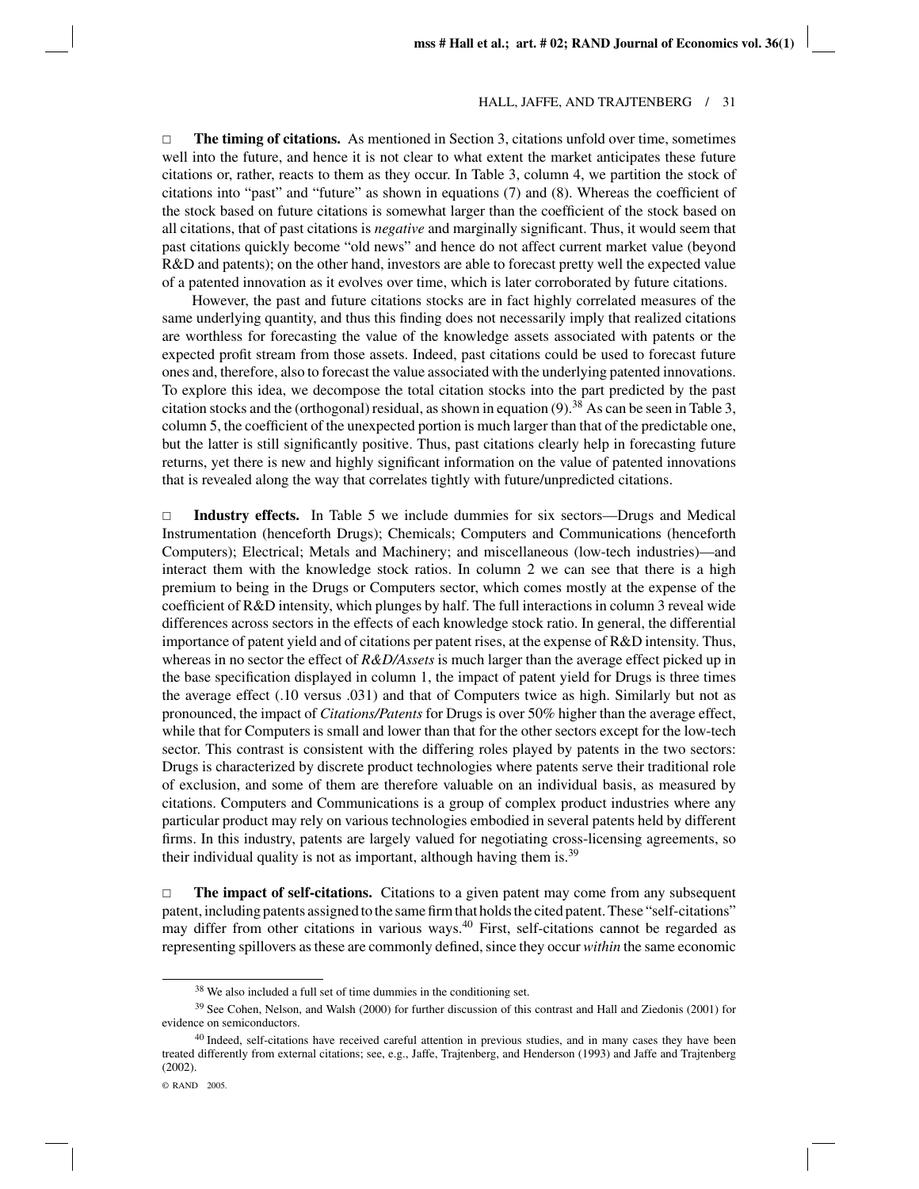□ **The timing of citations.** As mentioned in Section 3, citations unfold over time, sometimes well into the future, and hence it is not clear to what extent the market anticipates these future citations or, rather, reacts to them as they occur. In Table 3, column 4, we partition the stock of citations into "past" and "future" as shown in equations (7) and (8). Whereas the coefficient of the stock based on future citations is somewhat larger than the coefficient of the stock based on all citations, that of past citations is *negative* and marginally significant. Thus, it would seem that past citations quickly become "old news" and hence do not affect current market value (beyond R&D and patents); on the other hand, investors are able to forecast pretty well the expected value of a patented innovation as it evolves over time, which is later corroborated by future citations.

However, the past and future citations stocks are in fact highly correlated measures of the same underlying quantity, and thus this finding does not necessarily imply that realized citations are worthless for forecasting the value of the knowledge assets associated with patents or the expected profit stream from those assets. Indeed, past citations could be used to forecast future ones and, therefore, also to forecast the value associated with the underlying patented innovations. To explore this idea, we decompose the total citation stocks into the part predicted by the past citation stocks and the (orthogonal) residual, as shown in equation (9).[38] As can be seen in Table 3, column 5, the coefficient of the unexpected portion is much larger than that of the predictable one, but the latter is still significantly positive. Thus, past citations clearly help in forecasting future returns, yet there is new and highly significant information on the value of patented innovations that is revealed along the way that correlates tightly with future/unpredicted citations.

□ **Industry effects.** In Table 5 we include dummies for six sectors—Drugs and Medical Instrumentation (henceforth Drugs); Chemicals; Computers and Communications (henceforth Computers); Electrical; Metals and Machinery; and miscellaneous (low-tech industries)—and interact them with the knowledge stock ratios. In column 2 we can see that there is a high premium to being in the Drugs or Computers sector, which comes mostly at the expense of the coefficient of R&D intensity, which plunges by half. The full interactions in column 3 reveal wide differences across sectors in the effects of each knowledge stock ratio. In general, the differential importance of patent yield and of citations per patent rises, at the expense of R&D intensity. Thus, whereas in no sector the effect of *R&D/Assets* is much larger than the average effect picked up in the base specification displayed in column 1, the impact of patent yield for Drugs is three times the average effect (.10 versus .031) and that of Computers twice as high. Similarly but not as pronounced, the impact of *Citations/Patents* for Drugs is over 50% higher than the average effect, while that for Computers is small and lower than that for the other sectors except for the low-tech sector. This contrast is consistent with the differing roles played by patents in the two sectors: Drugs is characterized by discrete product technologies where patents serve their traditional role of exclusion, and some of them are therefore valuable on an individual basis, as measured by citations. Computers and Communications is a group of complex product industries where any particular product may rely on various technologies embodied in several patents held by different firms. In this industry, patents are largely valued for negotiating cross-licensing agreements, so their individual quality is not as important, although having them is.[39]

□ **The impact of self-citations.** Citations to a given patent may come from any subsequent patent, including patents assigned to the same firm that holds the cited patent. These "self-citations" may differ from other citations in various ways.[40] First, self-citations cannot be regarded as representing spillovers as these are commonly defined, since they occur *within* the same economic

---

[38] We also included a full set of time dummies in the conditioning set.

[39] See Cohen, Nelson, and Walsh (2000) for further discussion of this contrast and Hall and Ziedonis (2001) for evidence on semiconductors.

[40] Indeed, self-citations have received careful attention in previous studies, and in many cases they have been treated differently from external citations; see, e.g., Jaffe, Trajtenberg, and Henderson (1993) and Jaffe and Trajtenberg (2002).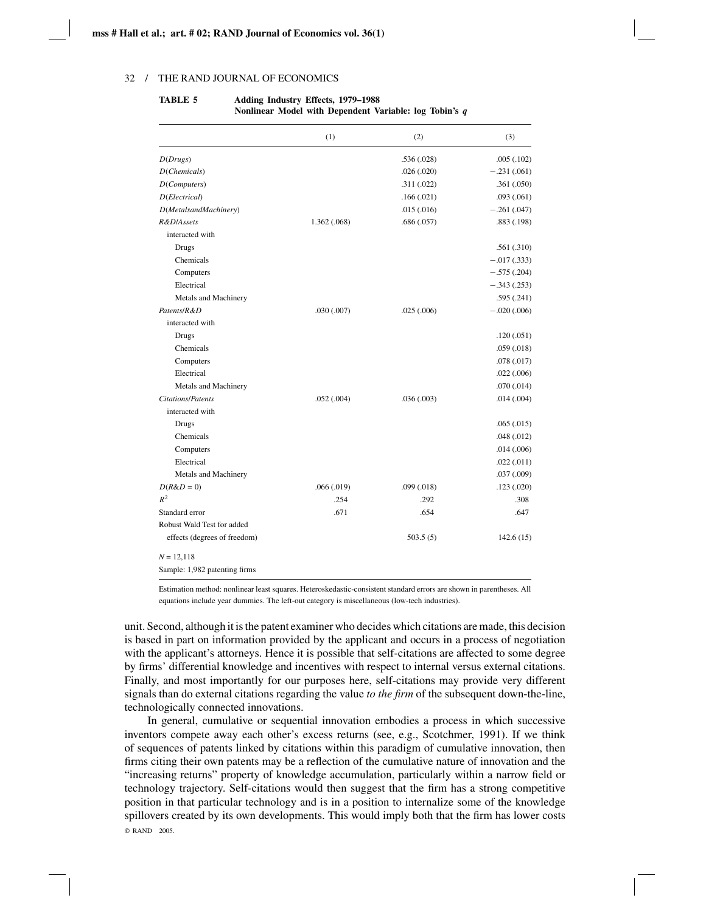**TABLE 5 Adding Industry Effects, 1979–1988**
**Nonlinear Model with Dependent Variable: log Tobin's *q***

| | (1) | (2) | (3) |
|---|---|---|---|
| *D*(*Drugs*) | | .536 (.028) | .005 (.102) |
| *D*(*Chemicals*) | | .026 (.020) | −.231 (.061) |
| *D*(*Computers*) | | .311 (.022) | .361 (.050) |
| *D*(*Electrical*) | | .166 (.021) | .093 (.061) |
| *D*(*MetalsandMachinery*) | | .015 (.016) | −.261 (.047) |
| *R&D*/*Assets* | 1.362 (.068) | .686 (.057) | .883 (.198) |
| interacted with | | | |
| Drugs | | | .561 (.310) |
| Chemicals | | | −.017 (.333) |
| Computers | | | −.575 (.204) |
| Electrical | | | −.343 (.253) |
| Metals and Machinery | | | .595 (.241) |
| *Patents*/*R&D* | .030 (.007) | .025 (.006) | −.020 (.006) |
| interacted with | | | |
| Drugs | | | .120 (.051) |
| Chemicals | | | .059 (.018) |
| Computers | | | .078 (.017) |
| Electrical | | | .022 (.006) |
| Metals and Machinery | | | .070 (.014) |
| *Citations*/*Patents* | .052 (.004) | .036 (.003) | .014 (.004) |
| interacted with | | | |
| Drugs | | | .065 (.015) |
| Chemicals | | | .048 (.012) |
| Computers | | | .014 (.006) |
| Electrical | | | .022 (.011) |
| Metals and Machinery | | | .037 (.009) |
| $D(R\&D = 0)$ | .066 (.019) | .099 (.018) | .123 (.020) |
| $R^2$ | .254 | .292 | .308 |
| Standard error | .671 | .654 | .647 |
| Robust Wald Test for added effects (degrees of freedom) | | 503.5 (5) | 142.6 (15) |
| $N = 12{,}118$ | | | |
| Sample: 1,982 patenting firms | | | |

Estimation method: nonlinear least squares. Heteroskedastic-consistent standard errors are shown in parentheses. All equations include year dummies. The left-out category is miscellaneous (low-tech industries).

unit. Second, although it is the patent examiner who decides which citations are made, this decision is based in part on information provided by the applicant and occurs in a process of negotiation with the applicant's attorneys. Hence it is possible that self-citations are affected to some degree by firms' differential knowledge and incentives with respect to internal versus external citations. Finally, and most importantly for our purposes here, self-citations may provide very different signals than do external citations regarding the value *to the firm* of the subsequent down-the-line, technologically connected innovations.

In general, cumulative or sequential innovation embodies a process in which successive inventors compete away each other's excess returns (see, e.g., Scotchmer, 1991). If we think of sequences of patents linked by citations within this paradigm of cumulative innovation, then firms citing their own patents may be a reflection of the cumulative nature of innovation and the "increasing returns" property of knowledge accumulation, particularly within a narrow field or technology trajectory. Self-citations would then suggest that the firm has a strong competitive position in that particular technology and is in a position to internalize some of the knowledge spillovers created by its own developments. This would imply both that the firm has lower costs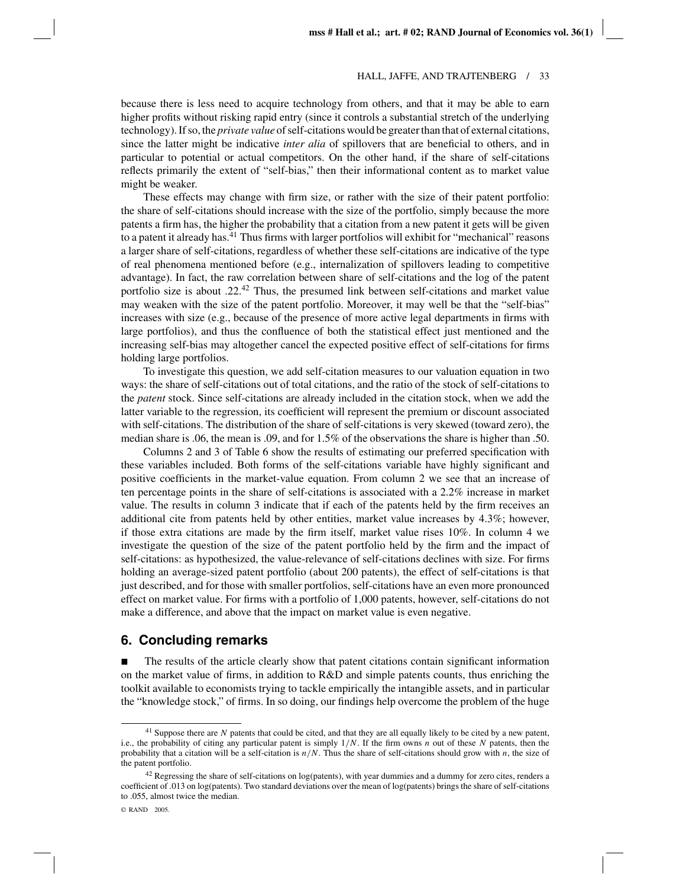because there is less need to acquire technology from others, and that it may be able to earn higher profits without risking rapid entry (since it controls a substantial stretch of the underlying technology). If so, the *private value* of self-citations would be greater than that of external citations, since the latter might be indicative *inter alia* of spillovers that are beneficial to others, and in particular to potential or actual competitors. On the other hand, if the share of self-citations reflects primarily the extent of "self-bias," then their informational content as to market value might be weaker.

These effects may change with firm size, or rather with the size of their patent portfolio: the share of self-citations should increase with the size of the portfolio, simply because the more patents a firm has, the higher the probability that a citation from a new patent it gets will be given to a patent it already has.[41] Thus firms with larger portfolios will exhibit for "mechanical" reasons a larger share of self-citations, regardless of whether these self-citations are indicative of the type of real phenomena mentioned before (e.g., internalization of spillovers leading to competitive advantage). In fact, the raw correlation between share of self-citations and the log of the patent portfolio size is about .22.[42] Thus, the presumed link between self-citations and market value may weaken with the size of the patent portfolio. Moreover, it may well be that the "self-bias" increases with size (e.g., because of the presence of more active legal departments in firms with large portfolios), and thus the confluence of both the statistical effect just mentioned and the increasing self-bias may altogether cancel the expected positive effect of self-citations for firms holding large portfolios.

To investigate this question, we add self-citation measures to our valuation equation in two ways: the share of self-citations out of total citations, and the ratio of the stock of self-citations to the *patent* stock. Since self-citations are already included in the citation stock, when we add the latter variable to the regression, its coefficient will represent the premium or discount associated with self-citations. The distribution of the share of self-citations is very skewed (toward zero), the median share is .06, the mean is .09, and for 1.5% of the observations the share is higher than .50.

Columns 2 and 3 of Table 6 show the results of estimating our preferred specification with these variables included. Both forms of the self-citations variable have highly significant and positive coefficients in the market-value equation. From column 2 we see that an increase of ten percentage points in the share of self-citations is associated with a 2.2% increase in market value. The results in column 3 indicate that if each of the patents held by the firm receives an additional cite from patents held by other entities, market value increases by 4.3%; however, if those extra citations are made by the firm itself, market value rises 10%. In column 4 we investigate the question of the size of the patent portfolio held by the firm and the impact of self-citations: as hypothesized, the value-relevance of self-citations declines with size. For firms holding an average-sized patent portfolio (about 200 patents), the effect of self-citations is that just described, and for those with smaller portfolios, self-citations have an even more pronounced effect on market value. For firms with a portfolio of 1,000 patents, however, self-citations do not make a difference, and above that the impact on market value is even negative.

## 6. Concluding remarks

■ The results of the article clearly show that patent citations contain significant information on the market value of firms, in addition to R&D and simple patents counts, thus enriching the toolkit available to economists trying to tackle empirically the intangible assets, and in particular the "knowledge stock," of firms. In so doing, our findings help overcome the problem of the huge

---

[41] Suppose there are $N$ patents that could be cited, and that they are all equally likely to be cited by a new patent, i.e., the probability of citing any particular patent is simply $1/N$. If the firm owns $n$ out of these $N$ patents, then the probability that a citation will be a self-citation is $n/N$. Thus the share of self-citations should grow with $n$, the size of the patent portfolio.

[42] Regressing the share of self-citations on log(patents), with year dummies and a dummy for zero cites, renders a coefficient of .013 on log(patents). Two standard deviations over the mean of log(patents) brings the share of self-citations to .055, almost twice the median.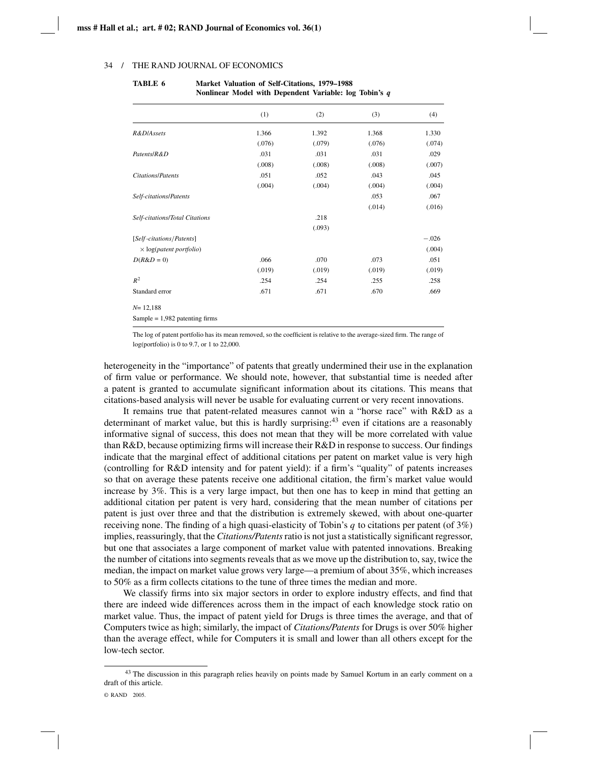**TABLE 6** **Market Valuation of Self-Citations, 1979–1988**
**Nonlinear Model with Dependent Variable: log Tobin's *q***

| | (1) | (2) | (3) | (4) |
|---|---|---|---|---|
| *R&D/Assets* | 1.366 | 1.392 | 1.368 | 1.330 |
| | (.076) | (.079) | (.076) | (.074) |
| *Patents/R&D* | .031 | .031 | .031 | .029 |
| | (.008) | (.008) | (.008) | (.007) |
| *Citations/Patents* | .051 | .052 | .043 | .045 |
| | (.004) | (.004) | (.004) | (.004) |
| *Self-citations/Patents* | | | .053 | .067 |
| | | | (.014) | (.016) |
| *Self-citations/Total Citations* | | .218 | | |
| | | (.093) | | |
| [*Self-citations/Patents*] | | | | −.026 |
| × log(*patent portfolio*) | | | | (.004) |
| $D(R\&D = 0)$ | .066 | .070 | .073 | .051 |
| | (.019) | (.019) | (.019) | (.019) |
| $R^2$ | .254 | .254 | .255 | .258 |
| Standard error | .671 | .671 | .670 | .669 |
| $N$= 12,188 | | | | |
| Sample = 1,982 patenting firms | | | | |

The log of patent portfolio has its mean removed, so the coefficient is relative to the average-sized firm. The range of log(portfolio) is 0 to 9.7, or 1 to 22,000.

heterogeneity in the "importance" of patents that greatly undermined their use in the explanation of firm value or performance. We should note, however, that substantial time is needed after a patent is granted to accumulate significant information about its citations. This means that citations-based analysis will never be usable for evaluating current or very recent innovations.

It remains true that patent-related measures cannot win a "horse race" with R&D as a determinant of market value, but this is hardly surprising:[43] even if citations are a reasonably informative signal of success, this does not mean that they will be more correlated with value than R&D, because optimizing firms will increase their R&D in response to success. Our findings indicate that the marginal effect of additional citations per patent on market value is very high (controlling for R&D intensity and for patent yield): if a firm's "quality" of patents increases so that on average these patents receive one additional citation, the firm's market value would increase by 3%. This is a very large impact, but then one has to keep in mind that getting an additional citation per patent is very hard, considering that the mean number of citations per patent is just over three and that the distribution is extremely skewed, with about one-quarter receiving none. The finding of a high quasi-elasticity of Tobin's $q$ to citations per patent (of 3%) implies, reassuringly, that the *Citations/Patents* ratio is not just a statistically significant regressor, but one that associates a large component of market value with patented innovations. Breaking the number of citations into segments reveals that as we move up the distribution to, say, twice the median, the impact on market value grows very large—a premium of about 35%, which increases to 50% as a firm collects citations to the tune of three times the median and more.

We classify firms into six major sectors in order to explore industry effects, and find that there are indeed wide differences across them in the impact of each knowledge stock ratio on market value. Thus, the impact of patent yield for Drugs is three times the average, and that of Computers twice as high; similarly, the impact of *Citations/Patents* for Drugs is over 50% higher than the average effect, while for Computers it is small and lower than all others except for the low-tech sector.

[43] The discussion in this paragraph relies heavily on points made by Samuel Kortum in an early comment on a draft of this article.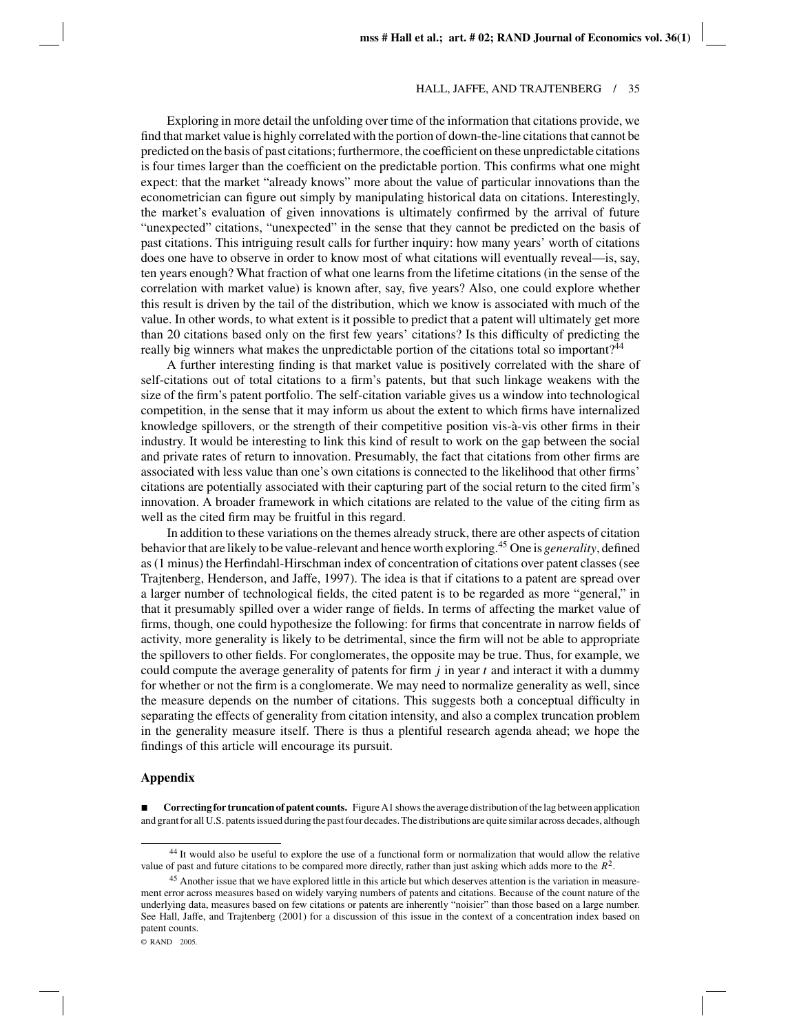Exploring in more detail the unfolding over time of the information that citations provide, we find that market value is highly correlated with the portion of down-the-line citations that cannot be predicted on the basis of past citations; furthermore, the coefficient on these unpredictable citations is four times larger than the coefficient on the predictable portion. This confirms what one might expect: that the market "already knows" more about the value of particular innovations than the econometrician can figure out simply by manipulating historical data on citations. Interestingly, the market's evaluation of given innovations is ultimately confirmed by the arrival of future "unexpected" citations, "unexpected" in the sense that they cannot be predicted on the basis of past citations. This intriguing result calls for further inquiry: how many years' worth of citations does one have to observe in order to know most of what citations will eventually reveal—is, say, ten years enough? What fraction of what one learns from the lifetime citations (in the sense of the correlation with market value) is known after, say, five years? Also, one could explore whether this result is driven by the tail of the distribution, which we know is associated with much of the value. In other words, to what extent is it possible to predict that a patent will ultimately get more than 20 citations based only on the first few years' citations? Is this difficulty of predicting the really big winners what makes the unpredictable portion of the citations total so important?[44]

A further interesting finding is that market value is positively correlated with the share of self-citations out of total citations to a firm's patents, but that such linkage weakens with the size of the firm's patent portfolio. The self-citation variable gives us a window into technological competition, in the sense that it may inform us about the extent to which firms have internalized knowledge spillovers, or the strength of their competitive position vis-à-vis other firms in their industry. It would be interesting to link this kind of result to work on the gap between the social and private rates of return to innovation. Presumably, the fact that citations from other firms are associated with less value than one's own citations is connected to the likelihood that other firms' citations are potentially associated with their capturing part of the social return to the cited firm's innovation. A broader framework in which citations are related to the value of the citing firm as well as the cited firm may be fruitful in this regard.

In addition to these variations on the themes already struck, there are other aspects of citation behavior that are likely to be value-relevant and hence worth exploring.[45] One is *generality*, defined as (1 minus) the Herfindahl-Hirschman index of concentration of citations over patent classes (see Trajtenberg, Henderson, and Jaffe, 1997). The idea is that if citations to a patent are spread over a larger number of technological fields, the cited patent is to be regarded as more "general," in that it presumably spilled over a wider range of fields. In terms of affecting the market value of firms, though, one could hypothesize the following: for firms that concentrate in narrow fields of activity, more generality is likely to be detrimental, since the firm will not be able to appropriate the spillovers to other fields. For conglomerates, the opposite may be true. Thus, for example, we could compute the average generality of patents for firm $j$ in year $t$ and interact it with a dummy for whether or not the firm is a conglomerate. We may need to normalize generality as well, since the measure depends on the number of citations. This suggests both a conceptual difficulty in separating the effects of generality from citation intensity, and also a complex truncation problem in the generality measure itself. There is thus a plentiful research agenda ahead; we hope the findings of this article will encourage its pursuit.

## Appendix

■ **Correcting for truncation of patent counts.** Figure A1 shows the average distribution of the lag between application and grant for all U.S. patents issued during the past four decades. The distributions are quite similar across decades, although

---

[44] It would also be useful to explore the use of a functional form or normalization that would allow the relative value of past and future citations to be compared more directly, rather than just asking which adds more to the $R^2$.

[45] Another issue that we have explored little in this article but which deserves attention is the variation in measurement error across measures based on widely varying numbers of patents and citations. Because of the count nature of the underlying data, measures based on few citations or patents are inherently "noisier" than those based on a large number. See Hall, Jaffe, and Trajtenberg (2001) for a discussion of this issue in the context of a concentration index based on patent counts.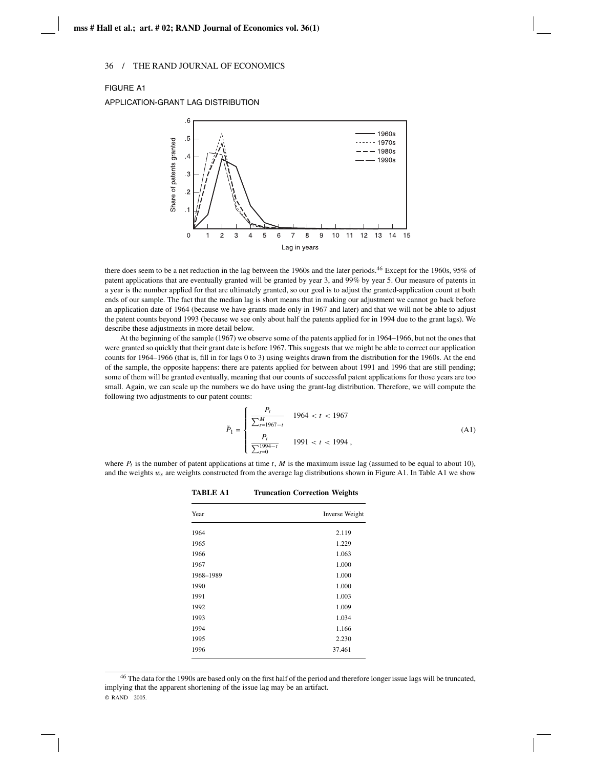FIGURE A1

APPLICATION-GRANT LAG DISTRIBUTION

there does seem to be a net reduction in the lag between the 1960s and the later periods.[46] Except for the 1960s, 95% of patent applications that are eventually granted will be granted by year 3, and 99% by year 5. Our measure of patents in a year is the number applied for that are ultimately granted, so our goal is to adjust the granted-application count at both ends of our sample. The fact that the median lag is short means that in making our adjustment we cannot go back before an application date of 1964 (because we have grants made only in 1967 and later) and that we will not be able to adjust the patent counts beyond 1993 (because we see only about half the patents applied for in 1994 due to the grant lags). We describe these adjustments in more detail below.

At the beginning of the sample (1967) we observe some of the patents applied for in 1964–1966, but not the ones that were granted so quickly that their grant date is before 1967. This suggests that we might be able to correct our application counts for 1964–1966 (that is, fill in for lags 0 to 3) using weights drawn from the distribution for the 1960s. At the end of the sample, the opposite happens: there are patents applied for between about 1991 and 1996 that are still pending; some of them will be granted eventually, meaning that our counts of successful patent applications for those years are too small. Again, we can scale up the numbers we do have using the grant-lag distribution. Therefore, we will compute the following two adjustments to our patent counts:

$$\tilde{P}_1 = \begin{cases} \dfrac{P_t}{\sum_{s=1967-t}^{M}} & 1964 < t < 1967 \\[2ex] \dfrac{P_t}{\sum_{s=0}^{1994-t}} & 1991 < t < 1994\,, \end{cases} \tag{A1}$$

where $P_t$ is the number of patent applications at time $t$, $M$ is the maximum issue lag (assumed to be equal to about 10), and the weights $w_s$ are weights constructed from the average lag distributions shown in Figure A1. In Table A1 we show

**TABLE A1 Truncation Correction Weights**

| Year | Inverse Weight |
|---|---|
| 1964 | 2.119 |
| 1965 | 1.229 |
| 1966 | 1.063 |
| 1967 | 1.000 |
| 1968–1989 | 1.000 |
| 1990 | 1.000 |
| 1991 | 1.003 |
| 1992 | 1.009 |
| 1993 | 1.034 |
| 1994 | 1.166 |
| 1995 | 2.230 |
| 1996 | 37.461 |

[46] The data for the 1990s are based only on the first half of the period and therefore longer issue lags will be truncated, implying that the apparent shortening of the issue lag may be an artifact.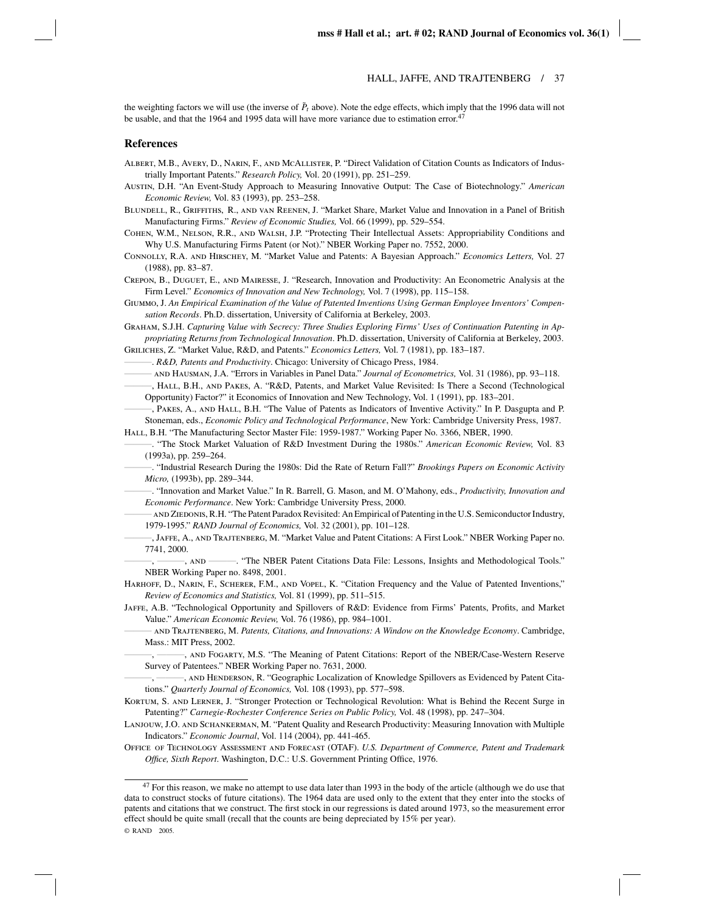the weighting factors we will use (the inverse of $\bar{P}_t$ above). Note the edge effects, which imply that the 1996 data will not be usable, and that the 1964 and 1995 data will have more variance due to estimation error.[47]

## References

Albert, M.B., Avery, D., Narin, F., and McAllister, P. "Direct Validation of Citation Counts as Indicators of Industrially Important Patents." *Research Policy,* Vol. 20 (1991), pp. 251–259.

Austin, D.H. "An Event-Study Approach to Measuring Innovative Output: The Case of Biotechnology." *American Economic Review,* Vol. 83 (1993), pp. 253–258.

Blundell, R., Griffiths, R., and van Reenen, J. "Market Share, Market Value and Innovation in a Panel of British Manufacturing Firms." *Review of Economic Studies,* Vol. 66 (1999), pp. 529–554.

Cohen, W.M., Nelson, R.R., and Walsh, J.P. "Protecting Their Intellectual Assets: Appropriability Conditions and Why U.S. Manufacturing Firms Patent (or Not)." NBER Working Paper no. 7552, 2000.

Connolly, R.A. and Hirschey, M. "Market Value and Patents: A Bayesian Approach." *Economics Letters,* Vol. 27 (1988), pp. 83–87.

Crepon, B., Duguet, E., and Mairesse, J. "Research, Innovation and Productivity: An Econometric Analysis at the Firm Level." *Economics of Innovation and New Technology,* Vol. 7 (1998), pp. 115–158.

Giummo, J. *An Empirical Examination of the Value of Patented Inventions Using German Employee Inventors' Compensation Records*. Ph.D. dissertation, University of California at Berkeley, 2003.

Graham, S.J.H. *Capturing Value with Secrecy: Three Studies Exploring Firms' Uses of Continuation Patenting in Appropriating Returns from Technological Innovation*. Ph.D. dissertation, University of California at Berkeley, 2003.

Griliches, Z. "Market Value, R&D, and Patents." *Economics Letters,* Vol. 7 (1981), pp. 183–187.

———. *R&D, Patents and Productivity*. Chicago: University of Chicago Press, 1984.

——— and Hausman, J.A. "Errors in Variables in Panel Data." *Journal of Econometrics,* Vol. 31 (1986), pp. 93–118.

———, Hall, B.H., and Pakes, A. "R&D, Patents, and Market Value Revisited: Is There a Second (Technological Opportunity) Factor?" it Economics of Innovation and New Technology, Vol. 1 (1991), pp. 183–201.

———, Pakes, A., and Hall, B.H. "The Value of Patents as Indicators of Inventive Activity." In P. Dasgupta and P. Stoneman, eds., *Economic Policy and Technological Performance*, New York: Cambridge University Press, 1987.

Hall, B.H. "The Manufacturing Sector Master File: 1959-1987." Working Paper No. 3366, NBER, 1990.

———. "The Stock Market Valuation of R&D Investment During the 1980s." *American Economic Review,* Vol. 83 (1993a), pp. 259–264.

———. "Industrial Research During the 1980s: Did the Rate of Return Fall?" *Brookings Papers on Economic Activity Micro,* (1993b), pp. 289–344.

———. "Innovation and Market Value." In R. Barrell, G. Mason, and M. O'Mahony, eds., *Productivity, Innovation and Economic Performance*. New York: Cambridge University Press, 2000.

——— and Ziedonis, R.H. "The Patent Paradox Revisited: An Empirical of Patenting in the U.S. Semiconductor Industry, 1979-1995." *RAND Journal of Economics,* Vol. 32 (2001), pp. 101–128.

———, Jaffe, A., and Trajtenberg, M. "Market Value and Patent Citations: A First Look." NBER Working Paper no. 7741, 2000.

———, ———, and ———. "The NBER Patent Citations Data File: Lessons, Insights and Methodological Tools." NBER Working Paper no. 8498, 2001.

Harhoff, D., Narin, F., Scherer, F.M., and Vopel, K. "Citation Frequency and the Value of Patented Inventions," *Review of Economics and Statistics,* Vol. 81 (1999), pp. 511–515.

Jaffe, A.B. "Technological Opportunity and Spillovers of R&D: Evidence from Firms' Patents, Profits, and Market Value." *American Economic Review,* Vol. 76 (1986), pp. 984–1001.

——— and Trajtenberg, M. *Patents, Citations, and Innovations: A Window on the Knowledge Economy*. Cambridge, Mass.: MIT Press, 2002.

———, ———, and Fogarty, M.S. "The Meaning of Patent Citations: Report of the NBER/Case-Western Reserve Survey of Patentees." NBER Working Paper no. 7631, 2000.

———, ———, and Henderson, R. "Geographic Localization of Knowledge Spillovers as Evidenced by Patent Citations." *Quarterly Journal of Economics,* Vol. 108 (1993), pp. 577–598.

Kortum, S. and Lerner, J. "Stronger Protection or Technological Revolution: What is Behind the Recent Surge in Patenting?" *Carnegie-Rochester Conference Series on Public Policy,* Vol. 48 (1998), pp. 247–304.

Lanjouw, J.O. and Schankerman, M. "Patent Quality and Research Productivity: Measuring Innovation with Multiple Indicators." *Economic Journal*, Vol. 114 (2004), pp. 441-465.

Office of Technology Assessment and Forecast (OTAF). *U.S. Department of Commerce, Patent and Trademark Office, Sixth Report*. Washington, D.C.: U.S. Government Printing Office, 1976.

[47] For this reason, we make no attempt to use data later than 1993 in the body of the article (although we do use that data to construct stocks of future citations). The 1964 data are used only to the extent that they enter into the stocks of patents and citations that we construct. The first stock in our regressions is dated around 1973, so the measurement error effect should be quite small (recall that the counts are being depreciated by 15% per year).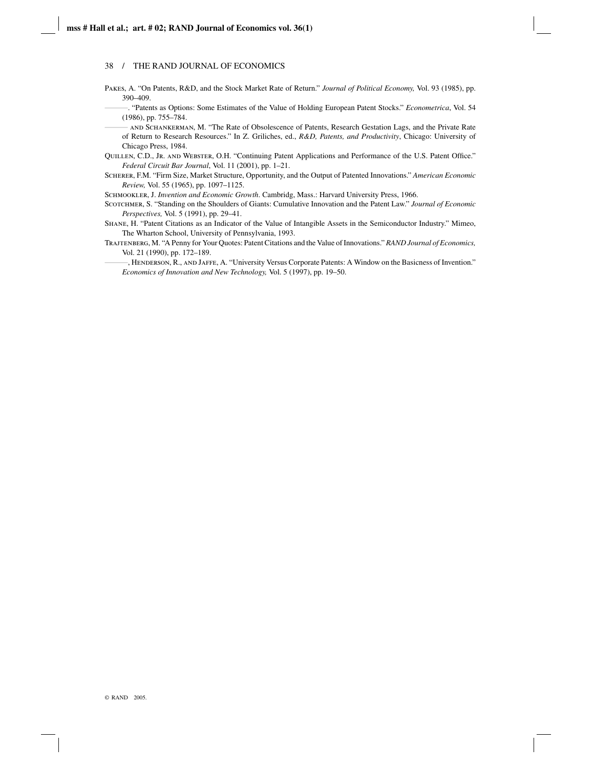Pakes, A. "On Patents, R&D, and the Stock Market Rate of Return." *Journal of Political Economy,* Vol. 93 (1985), pp. 390–409.

———. "Patents as Options: Some Estimates of the Value of Holding European Patent Stocks." *Econometrica*, Vol. 54 (1986), pp. 755–784.

——— and Schankerman, M. "The Rate of Obsolescence of Patents, Research Gestation Lags, and the Private Rate of Return to Research Resources." In Z. Griliches, ed., *R&D, Patents, and Productivity*, Chicago: University of Chicago Press, 1984.

Quillen, C.D., Jr. and Webster, O.H. "Continuing Patent Applications and Performance of the U.S. Patent Office." *Federal Circuit Bar Journal*, Vol. 11 (2001), pp. 1–21.

Scherer, F.M. "Firm Size, Market Structure, Opportunity, and the Output of Patented Innovations." *American Economic Review,* Vol. 55 (1965), pp. 1097–1125.

Schmookler, J. *Invention and Economic Growth*. Cambridg, Mass.: Harvard University Press, 1966.

Scotchmer, S. "Standing on the Shoulders of Giants: Cumulative Innovation and the Patent Law." *Journal of Economic Perspectives,* Vol. 5 (1991), pp. 29–41.

Shane, H. "Patent Citations as an Indicator of the Value of Intangible Assets in the Semiconductor Industry." Mimeo, The Wharton School, University of Pennsylvania, 1993.

Trajtenberg, M. "A Penny for Your Quotes: Patent Citations and the Value of Innovations." *RAND Journal of Economics,* Vol. 21 (1990), pp. 172–189.

———, Henderson, R., and Jaffe, A. "University Versus Corporate Patents: A Window on the Basicness of Invention." *Economics of Innovation and New Technology,* Vol. 5 (1997), pp. 19–50.